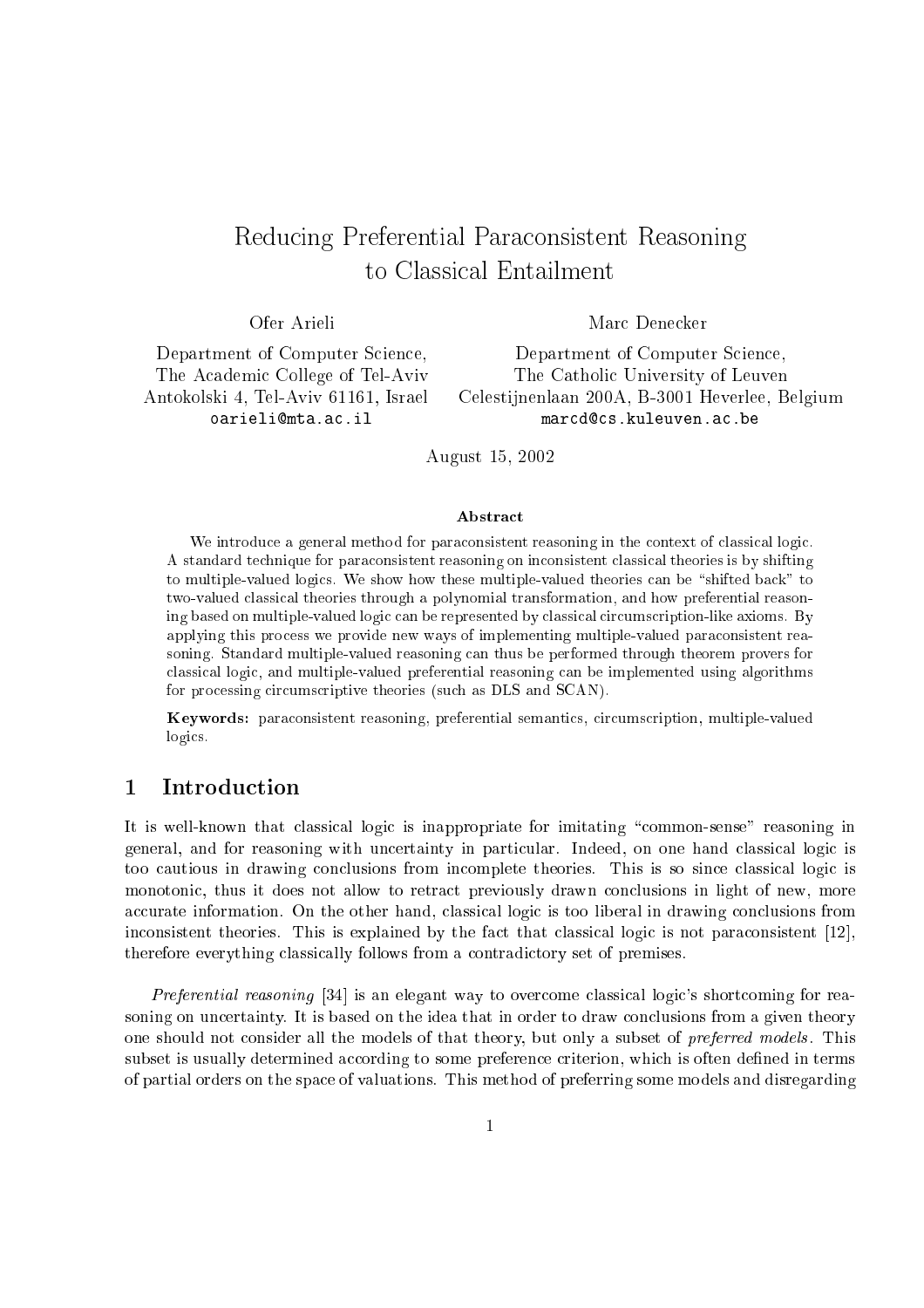# Reducing Preferential Paraconsistent Reasoning to Classical Entailment

Ofer Arieli
Department of Computer Science,
The Academic College of Tel-Aviv
Antokolski 4, Tel-Aviv 61161, Israel
oarieli@mta.ac.il

Marc Denecker
Department of Computer Science,
The Catholic University of Leuven
Celestijnenlaan 200A, B-3001 Heverlee, Belgium
marcd@cs.kuleuven.ac.be

August 15, 2002

### Abstract

We introduce a general method for paraconsistent reasoning in the context of classical logic. A standard technique for paraconsistent reasoning on inconsistent classical theories is by shifting to multiple-valued logics. We show how these multiple-valued theories can be "shifted back" to two-valued classical theories through a polynomial transformation, and how preferential reasoning based on multiple-valued logic can be represented by classical circumscription-like axioms. By applying this process we provide new ways of implementing multiple-valued paraconsistent reasoning. Standard multiple-valued reasoning can thus be performed through theorem provers for classical logic, and multiple-valued preferential reasoning can be implemented using algorithms for processing circumscriptive theories (such as DLS and SCAN).

**Keywords:** paraconsistent reasoning, preferential semantics, circumscription, multiple-valued logics.

## 1 Introduction

It is well-known that classical logic is inappropriate for imitating "common-sense" reasoning in general, and for reasoning with uncertainty in particular. Indeed, on one hand classical logic is too cautious in drawing conclusions from incomplete theories. This is so since classical logic is monotonic, thus it does not allow to retract previously drawn conclusions in light of new, more accurate information. On the other hand, classical logic is too liberal in drawing conclusions from inconsistent theories. This is explained by the fact that classical logic is not paraconsistent [12], therefore everything classically follows from a contradictory set of premises.

*Preferential reasoning* [34] is an elegant way to overcome classical logic's shortcoming for reasoning on uncertainty. It is based on the idea that in order to draw conclusions from a given theory one should not consider all the models of that theory, but only a subset of *preferred models*. This subset is usually determined according to some preference criterion, which is often defined in terms of partial orders on the space of valuations. This method of preferring some models and disregarding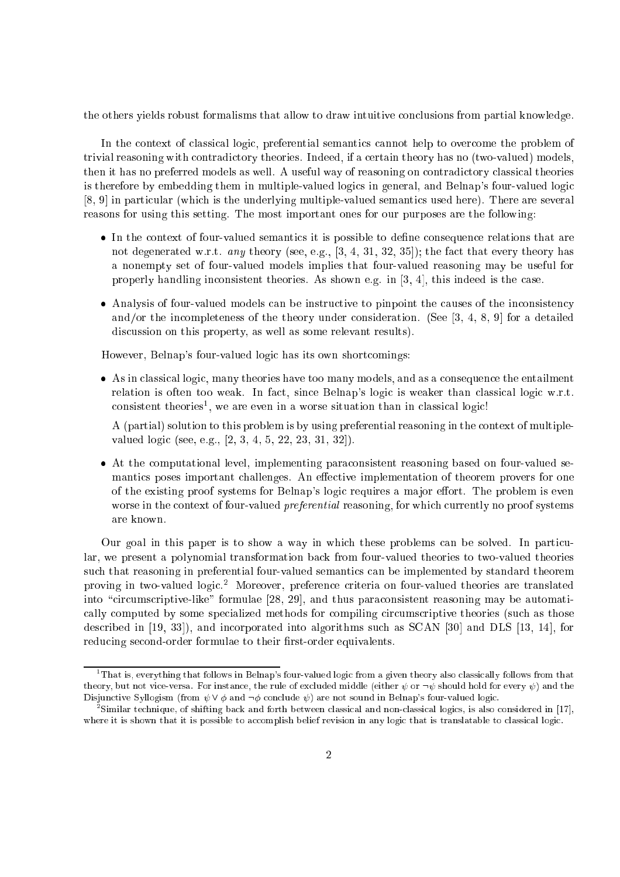the others yields robust formalisms that allow to draw intuitive conclusions from partial knowledge.

In the context of classical logic, preferential semantics cannot help to overcome the problem of trivial reasoning with contradictory theories. Indeed, if a certain theory has no (two-valued) models, then it has no preferred models as well. A useful way of reasoning on contradictory classical theories is therefore by embedding them in multiple-valued logics in general, and Belnap's four-valued logic [8, 9] in particular (which is the underlying multiple-valued semantics used here). There are several reasons for using this setting. The most important ones for our purposes are the following:

- In the context of four-valued semantics it is possible to define consequence relations that are not degenerated w.r.t. *any* theory (see, e.g., [3, 4, 31, 32, 35]); the fact that every theory has a nonempty set of four-valued models implies that four-valued reasoning may be useful for properly handling inconsistent theories. As shown e.g. in [3, 4], this indeed is the case.
- Analysis of four-valued models can be instructive to pinpoint the causes of the inconsistency and/or the incompleteness of the theory under consideration. (See [3, 4, 8, 9] for a detailed discussion on this property, as well as some relevant results).

However, Belnap's four-valued logic has its own shortcomings:

- As in classical logic, many theories have too many models, and as a consequence the entailment relation is often too weak. In fact, since Belnap's logic is weaker than classical logic w.r.t. consistent theories[1], we are even in a worse situation than in classical logic!

  A (partial) solution to this problem is by using preferential reasoning in the context of multiple-valued logic (see, e.g., [2, 3, 4, 5, 22, 23, 31, 32]).

- At the computational level, implementing paraconsistent reasoning based on four-valued semantics poses important challenges. An effective implementation of theorem provers for one of the existing proof systems for Belnap's logic requires a major effort. The problem is even worse in the context of four-valued *preferential* reasoning, for which currently no proof systems are known.

Our goal in this paper is to show a way in which these problems can be solved. In particular, we present a polynomial transformation back from four-valued theories to two-valued theories such that reasoning in preferential four-valued semantics can be implemented by standard theorem proving in two-valued logic.[2] Moreover, preference criteria on four-valued theories are translated into "circumscriptive-like" formulae [28, 29], and thus paraconsistent reasoning may be automatically computed by some specialized methods for compiling circumscriptive theories (such as those described in [19, 33]), and incorporated into algorithms such as SCAN [30] and DLS [13, 14], for reducing second-order formulae to their first-order equivalents.

[1] That is, everything that follows in Belnap's four-valued logic from a given theory also classically follows from that theory, but not vice-versa. For instance, the rule of excluded middle (either $\psi$ or $\neg\psi$ should hold for every $\psi$) and the Disjunctive Syllogism (from $\psi \vee \phi$ and $\neg\phi$ conclude $\psi$) are not sound in Belnap's four-valued logic.

[2] Similar technique, of shifting back and forth between classical and non-classical logics, is also considered in [17], where it is shown that it is possible to accomplish belief revision in any logic that is translatable to classical logic.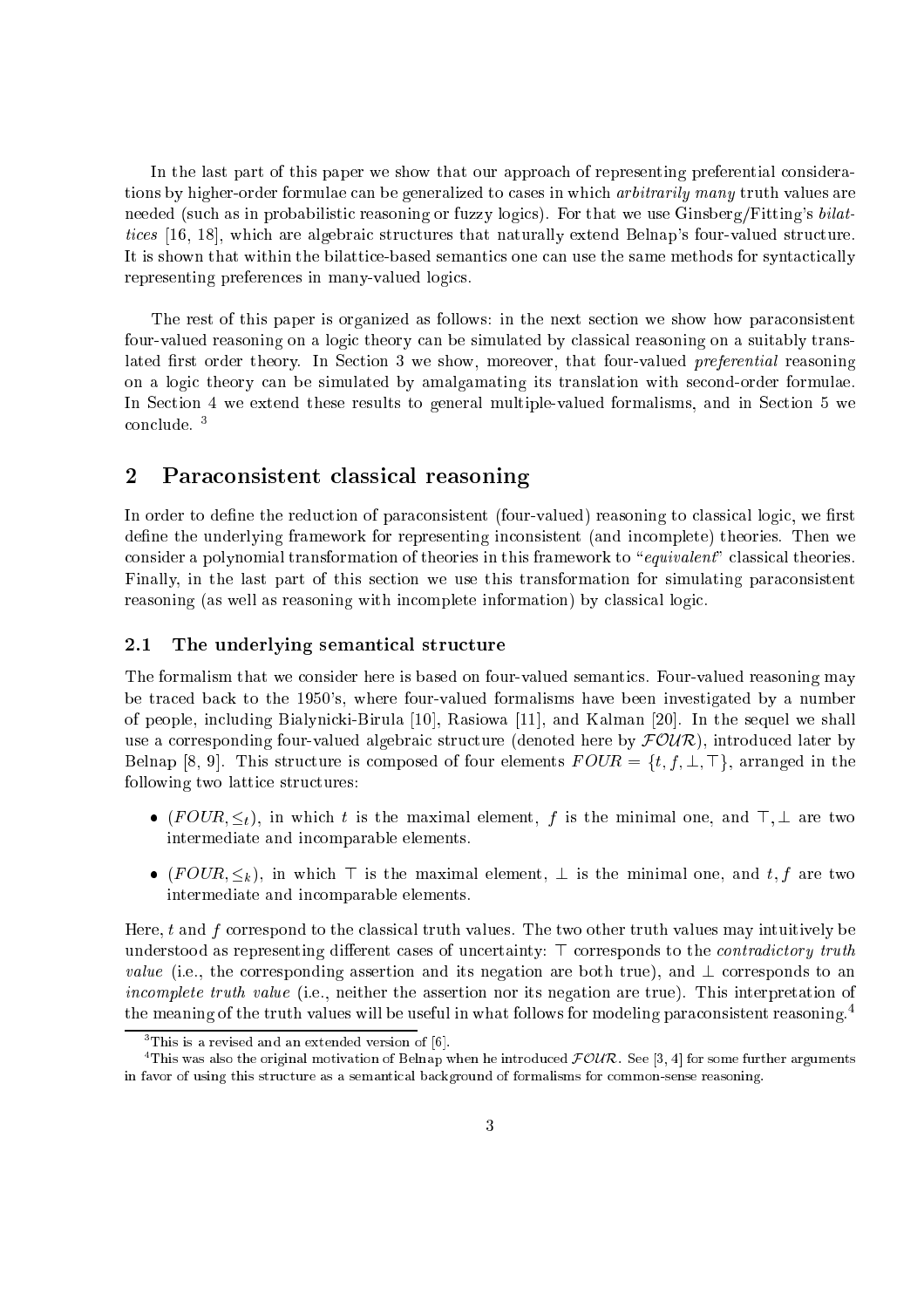In the last part of this paper we show that our approach of representing preferential considerations by higher-order formulae can be generalized to cases in which *arbitrarily many* truth values are needed (such as in probabilistic reasoning or fuzzy logics). For that we use Ginsberg/Fitting's *bilattices* [16, 18], which are algebraic structures that naturally extend Belnap's four-valued structure. It is shown that within the bilattice-based semantics one can use the same methods for syntactically representing preferences in many-valued logics.

The rest of this paper is organized as follows: in the next section we show how paraconsistent four-valued reasoning on a logic theory can be simulated by classical reasoning on a suitably translated first order theory. In Section 3 we show, moreover, that four-valued *preferential* reasoning on a logic theory can be simulated by amalgamating its translation with second-order formulae. In Section 4 we extend these results to general multiple-valued formalisms, and in Section 5 we conclude. [3]

## 2 Paraconsistent classical reasoning

In order to define the reduction of paraconsistent (four-valued) reasoning to classical logic, we first define the underlying framework for representing inconsistent (and incomplete) theories. Then we consider a polynomial transformation of theories in this framework to "*equivalent*" classical theories. Finally, in the last part of this section we use this transformation for simulating paraconsistent reasoning (as well as reasoning with incomplete information) by classical logic.

### 2.1 The underlying semantical structure

The formalism that we consider here is based on four-valued semantics. Four-valued reasoning may be traced back to the 1950's, where four-valued formalisms have been investigated by a number of people, including Bialynicki-Birula [10], Rasiowa [11], and Kalman [20]. In the sequel we shall use a corresponding four-valued algebraic structure (denoted here by $\mathcal{FOUR}$), introduced later by Belnap [8, 9]. This structure is composed of four elements $FOUR = \{t, f, \bot, \top\}$, arranged in the following two lattice structures:

- $(FOUR, \leq_t)$, in which $t$ is the maximal element, $f$ is the minimal one, and $\top, \bot$ are two intermediate and incomparable elements.
- $(FOUR, \leq_k)$, in which $\top$ is the maximal element, $\bot$ is the minimal one, and $t, f$ are two intermediate and incomparable elements.

Here, $t$ and $f$ correspond to the classical truth values. The two other truth values may intuitively be understood as representing different cases of uncertainty: $\top$ corresponds to the *contradictory truth value* (i.e., the corresponding assertion and its negation are both true), and $\bot$ corresponds to an *incomplete truth value* (i.e., neither the assertion nor its negation are true). This interpretation of the meaning of the truth values will be useful in what follows for modeling paraconsistent reasoning.[4]

[3] This is a revised and an extended version of [6].

[4] This was also the original motivation of Belnap when he introduced $\mathcal{FOUR}$. See [3, 4] for some further arguments in favor of using this structure as a semantical background of formalisms for common-sense reasoning.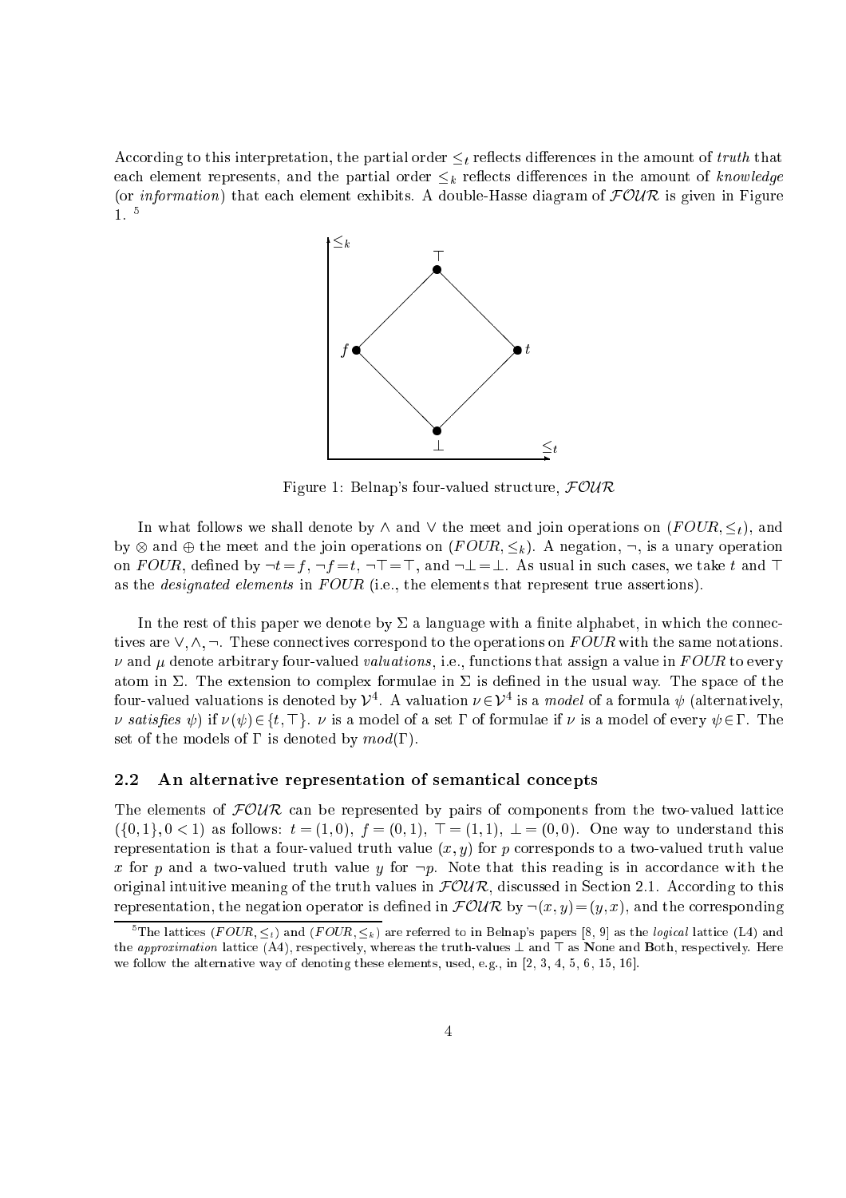According to this interpretation, the partial order $\leq_t$ reflects differences in the amount of *truth* that each element represents, and the partial order $\leq_k$ reflects differences in the amount of *knowledge* (or *information*) that each element exhibits. A double-Hasse diagram of $\mathcal{FOUR}$ is given in Figure 1. [5]

Figure 1: Belnap's four-valued structure, $\mathcal{FOUR}$

In what follows we shall denote by $\wedge$ and $\vee$ the meet and join operations on $(FOUR, \leq_t)$, and by $\otimes$ and $\oplus$ the meet and the join operations on $(FOUR, \leq_k)$. A negation, $\neg$, is a unary operation on $FOUR$, defined by $\neg t = f$, $\neg f = t$, $\neg \top = \top$, and $\neg \bot = \bot$. As usual in such cases, we take $t$ and $\top$ as the *designated elements* in $FOUR$ (i.e., the elements that represent true assertions).

In the rest of this paper we denote by $\Sigma$ a language with a finite alphabet, in which the connectives are $\vee, \wedge, \neg$. These connectives correspond to the operations on $FOUR$ with the same notations. $\nu$ and $\mu$ denote arbitrary four-valued *valuations*, i.e., functions that assign a value in $FOUR$ to every atom in $\Sigma$. The extension to complex formulae in $\Sigma$ is defined in the usual way. The space of the four-valued valuations is denoted by $\mathcal{V}^4$. A valuation $\nu \in \mathcal{V}^4$ is a *model* of a formula $\psi$ (alternatively, $\nu$ *satisfies* $\psi$) if $\nu(\psi) \in \{t, \top\}$. $\nu$ is a model of a set $\Gamma$ of formulae if $\nu$ is a model of every $\psi \in \Gamma$. The set of the models of $\Gamma$ is denoted by $mod(\Gamma)$.

## 2.2 An alternative representation of semantical concepts

The elements of $\mathcal{FOUR}$ can be represented by pairs of components from the two-valued lattice $(\{0,1\}, 0 < 1)$ as follows: $t = (1,0)$, $f = (0,1)$, $\top = (1,1)$, $\bot = (0,0)$. One way to understand this representation is that a four-valued truth value $(x, y)$ for $p$ corresponds to a two-valued truth value $x$ for $p$ and a two-valued truth value $y$ for $\neg p$. Note that this reading is in accordance with the original intuitive meaning of the truth values in $\mathcal{FOUR}$, discussed in Section 2.1. According to this representation, the negation operator is defined in $\mathcal{FOUR}$ by $\neg(x, y) = (y, x)$, and the corresponding

[5] The lattices $(FOUR, \leq_t)$ and $(FOUR, \leq_k)$ are referred to in Belnap's papers [8, 9] as the *logical* lattice (L4) and the *approximation* lattice (A4), respectively, whereas the truth-values $\bot$ and $\top$ as None and Both, respectively. Here we follow the alternative way of denoting these elements, used, e.g., in [2, 3, 4, 5, 6, 15, 16].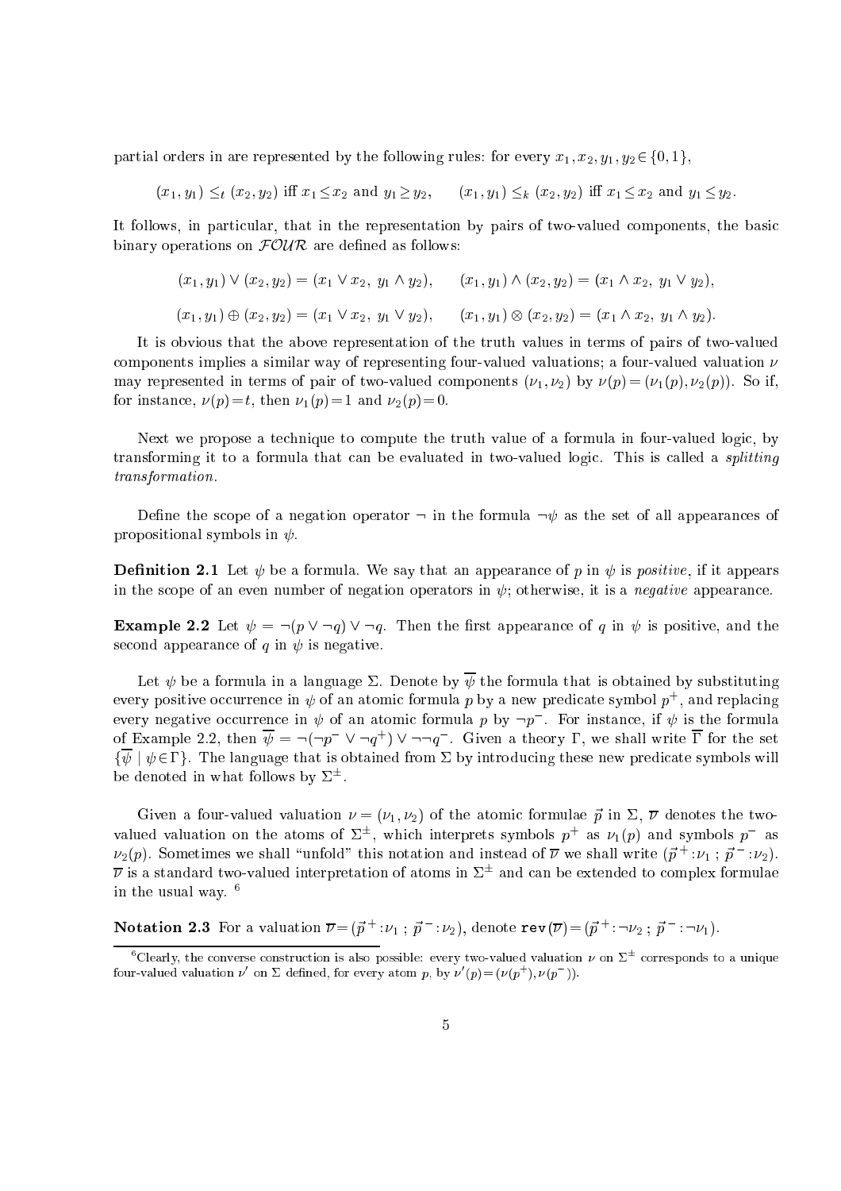partial orders in are represented by the following rules: for every $x_1, x_2, y_1, y_2 \in \{0,1\}$,

$$(x_1, y_1) \leq_t (x_2, y_2) \text{ iff } x_1 \leq x_2 \text{ and } y_1 \geq y_2, \qquad (x_1, y_1) \leq_k (x_2, y_2) \text{ iff } x_1 \leq x_2 \text{ and } y_1 \leq y_2.$$

It follows, in particular, that in the representation by pairs of two-valued components, the basic binary operations on $\mathcal{FOUR}$ are defined as follows:

$$(x_1, y_1) \vee (x_2, y_2) = (x_1 \vee x_2,\ y_1 \wedge y_2), \qquad (x_1, y_1) \wedge (x_2, y_2) = (x_1 \wedge x_2,\ y_1 \vee y_2),$$

$$(x_1, y_1) \oplus (x_2, y_2) = (x_1 \vee x_2,\ y_1 \vee y_2), \qquad (x_1, y_1) \otimes (x_2, y_2) = (x_1 \wedge x_2,\ y_1 \wedge y_2).$$

It is obvious that the above representation of the truth values in terms of pairs of two-valued components implies a similar way of representing four-valued valuations; a four-valued valuation $\nu$ may represented in terms of pair of two-valued components $(\nu_1, \nu_2)$ by $\nu(p) = (\nu_1(p), \nu_2(p))$. So if, for instance, $\nu(p) = t$, then $\nu_1(p) = 1$ and $\nu_2(p) = 0$.

Next we propose a technique to compute the truth value of a formula in four-valued logic, by transforming it to a formula that can be evaluated in two-valued logic. This is called a *splitting transformation*.

Define the scope of a negation operator $\neg$ in the formula $\neg\psi$ as the set of all appearances of propositional symbols in $\psi$.

**Definition 2.1** Let $\psi$ be a formula. We say that an appearance of $p$ in $\psi$ is *positive*, if it appears in the scope of an even number of negation operators in $\psi$; otherwise, it is a *negative* appearance.

**Example 2.2** Let $\psi = \neg(p \vee \neg q) \vee \neg q$. Then the first appearance of $q$ in $\psi$ is positive, and the second appearance of $q$ in $\psi$ is negative.

Let $\psi$ be a formula in a language $\Sigma$. Denote by $\overline{\psi}$ the formula that is obtained by substituting every positive occurrence in $\psi$ of an atomic formula $p$ by a new predicate symbol $p^+$, and replacing every negative occurrence in $\psi$ of an atomic formula $p$ by $\neg p^-$. For instance, if $\psi$ is the formula of Example 2.2, then $\overline{\psi} = \neg(\neg p^- \vee \neg q^+) \vee \neg\neg q^-$. Given a theory $\Gamma$, we shall write $\overline{\Gamma}$ for the set $\{\overline{\psi} \mid \psi \in \Gamma\}$. The language that is obtained from $\Sigma$ by introducing these new predicate symbols will be denoted in what follows by $\Sigma^{\pm}$.

Given a four-valued valuation $\nu = (\nu_1, \nu_2)$ of the atomic formulae $\vec{p}$ in $\Sigma$, $\overline{\nu}$ denotes the two-valued valuation on the atoms of $\Sigma^{\pm}$, which interprets symbols $p^+$ as $\nu_1(p)$ and symbols $p^-$ as $\nu_2(p)$. Sometimes we shall "unfold" this notation and instead of $\overline{\nu}$ we shall write $(\vec{p}^{\,+}\!:\!\nu_1\ ;\ \vec{p}^{\,-}\!:\!\nu_2)$. $\overline{\nu}$ is a standard two-valued interpretation of atoms in $\Sigma^{\pm}$ and can be extended to complex formulae in the usual way. [6]

**Notation 2.3** For a valuation $\overline{\nu} = (\vec{p}^{\,+}\!:\!\nu_1\ ;\ \vec{p}^{\,-}\!:\!\nu_2)$, denote $\texttt{rev}(\overline{\nu}) = (\vec{p}^{\,+}\!:\!\neg\nu_2\ ;\ \vec{p}^{\,-}\!:\!\neg\nu_1)$.

---

[6] Clearly, the converse construction is also possible: every two-valued valuation $\nu$ on $\Sigma^{\pm}$ corresponds to a unique four-valued valuation $\nu'$ on $\Sigma$ defined, for every atom $p$, by $\nu'(p) = (\nu(p^+), \nu(p^-))$.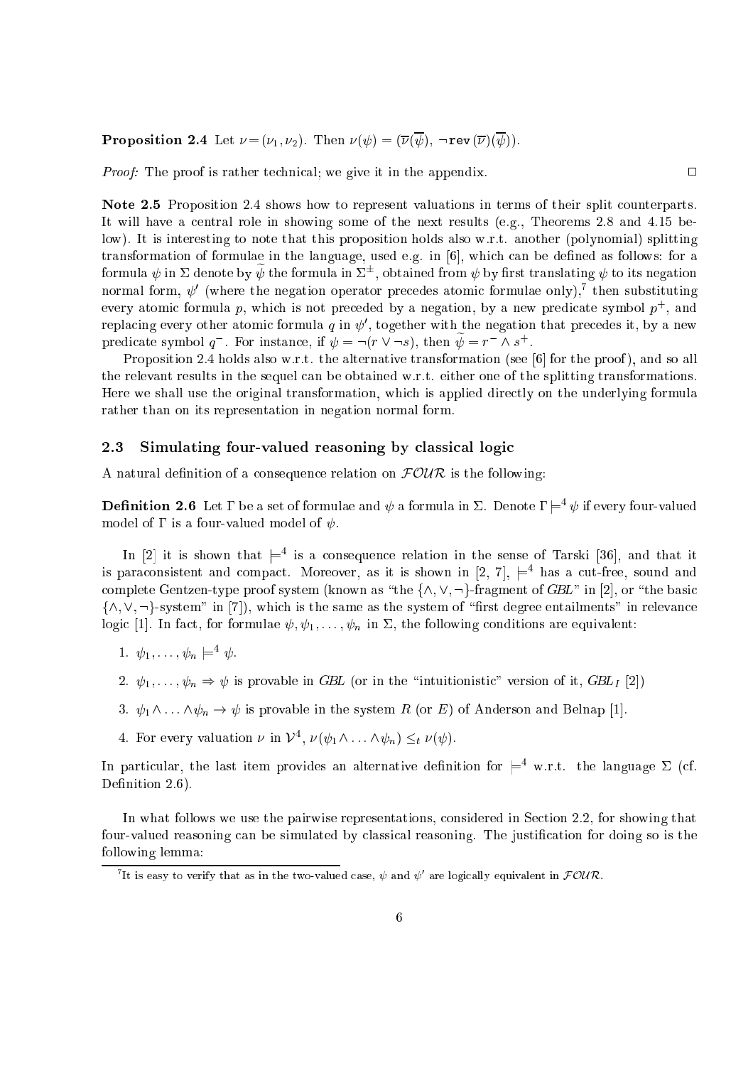**Proposition 2.4** Let $\nu = (\nu_1, \nu_2)$. Then $\nu(\psi) = (\overline{\nu}(\overline{\psi}),\ \neg\texttt{rev}(\overline{\nu})(\overline{\psi}))$.

*Proof:* The proof is rather technical; we give it in the appendix. $\square$

**Note 2.5** Proposition 2.4 shows how to represent valuations in terms of their split counterparts. It will have a central role in showing some of the next results (e.g., Theorems 2.8 and 4.15 below). It is interesting to note that this proposition holds also w.r.t. another (polynomial) splitting transformation of formulae in the language, used e.g. in [6], which can be defined as follows: for a formula $\psi$ in $\Sigma$ denote by $\widetilde{\psi}$ the formula in $\Sigma^{\pm}$, obtained from $\psi$ by first translating $\psi$ to its negation normal form, $\psi'$ (where the negation operator precedes atomic formulae only),[7] then substituting every atomic formula $p$, which is not preceded by a negation, by a new predicate symbol $p^+$, and replacing every other atomic formula $q$ in $\psi'$, together with the negation that precedes it, by a new predicate symbol $q^-$. For instance, if $\psi = \neg(r \vee \neg s)$, then $\widetilde{\psi} = r^- \wedge s^+$.

Proposition 2.4 holds also w.r.t. the alternative transformation (see [6] for the proof), and so all the relevant results in the sequel can be obtained w.r.t. either one of the splitting transformations. Here we shall use the original transformation, which is applied directly on the underlying formula rather than on its representation in negation normal form.

### 2.3 Simulating four-valued reasoning by classical logic

A natural definition of a consequence relation on $\mathcal{FOUR}$ is the following:

**Definition 2.6** Let $\Gamma$ be a set of formulae and $\psi$ a formula in $\Sigma$. Denote $\Gamma \models^4 \psi$ if every four-valued model of $\Gamma$ is a four-valued model of $\psi$.

In [2] it is shown that $\models^4$ is a consequence relation in the sense of Tarski [36], and that it is paraconsistent and compact. Moreover, as it is shown in [2, 7], $\models^4$ has a cut-free, sound and complete Gentzen-type proof system (known as "the $\{\wedge, \vee, \neg\}$-fragment of *GBL*" in [2], or "the basic $\{\wedge, \vee, \neg\}$-system" in [7]), which is the same as the system of "first degree entailments" in relevance logic [1]. In fact, for formulae $\psi, \psi_1, \ldots, \psi_n$ in $\Sigma$, the following conditions are equivalent:

1. $\psi_1, \ldots, \psi_n \models^4 \psi$.
2. $\psi_1, \ldots, \psi_n \Rightarrow \psi$ is provable in *GBL* (or in the "intuitionistic" version of it, $GBL_I$ [2])
3. $\psi_1 \wedge \ldots \wedge \psi_n \rightarrow \psi$ is provable in the system $R$ (or $E$) of Anderson and Belnap [1].
4. For every valuation $\nu$ in $\mathcal{V}^4$, $\nu(\psi_1 \wedge \ldots \wedge \psi_n) \leq_t \nu(\psi)$.

In particular, the last item provides an alternative definition for $\models^4$ w.r.t. the language $\Sigma$ (cf. Definition 2.6).

In what follows we use the pairwise representations, considered in Section 2.2, for showing that four-valued reasoning can be simulated by classical reasoning. The justification for doing so is the following lemma:

[7] It is easy to verify that as in the two-valued case, $\psi$ and $\psi'$ are logically equivalent in $\mathcal{FOUR}$.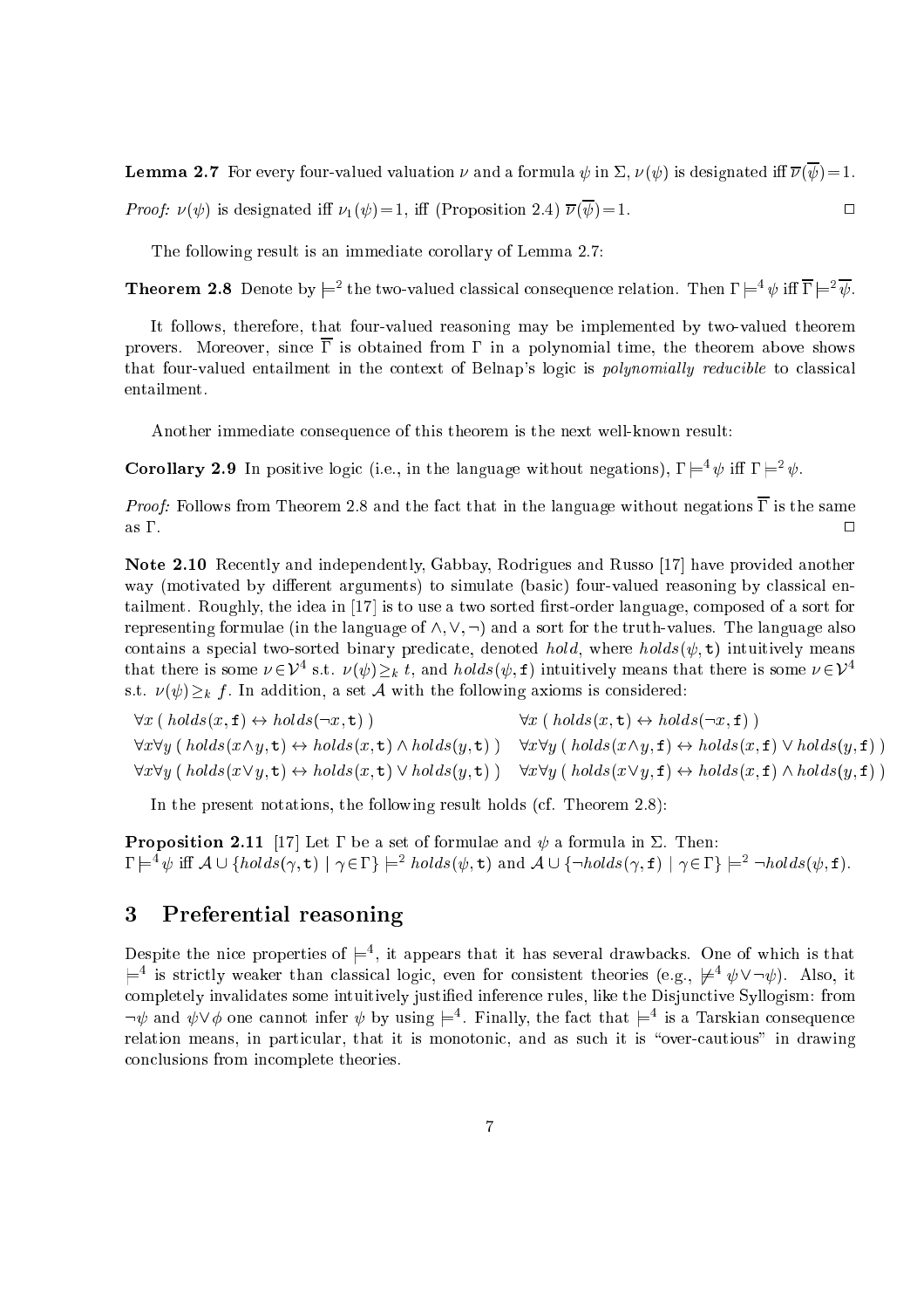**Lemma 2.7** For every four-valued valuation $\nu$ and a formula $\psi$ in $\Sigma$, $\nu(\psi)$ is designated iff $\overline{\nu}(\overline{\psi})=1$.

*Proof:* $\nu(\psi)$ is designated iff $\nu_1(\psi)=1$, iff (Proposition 2.4) $\overline{\nu}(\overline{\psi})=1$. □

The following result is an immediate corollary of Lemma 2.7:

**Theorem 2.8** Denote by $\models^2$ the two-valued classical consequence relation. Then $\Gamma \models^4 \psi$ iff $\overline{\Gamma} \models^2 \overline{\psi}$.

It follows, therefore, that four-valued reasoning may be implemented by two-valued theorem provers. Moreover, since $\overline{\Gamma}$ is obtained from $\Gamma$ in a polynomial time, the theorem above shows that four-valued entailment in the context of Belnap's logic is *polynomially reducible* to classical entailment.

Another immediate consequence of this theorem is the next well-known result:

**Corollary 2.9** In positive logic (i.e., in the language without negations), $\Gamma \models^4 \psi$ iff $\Gamma \models^2 \psi$.

*Proof:* Follows from Theorem 2.8 and the fact that in the language without negations $\overline{\Gamma}$ is the same as $\Gamma$. □

**Note 2.10** Recently and independently, Gabbay, Rodrigues and Russo [17] have provided another way (motivated by different arguments) to simulate (basic) four-valued reasoning by classical entailment. Roughly, the idea in [17] is to use a two sorted first-order language, composed of a sort for representing formulae (in the language of $\wedge, \vee, \neg$) and a sort for the truth-values. The language also contains a special two-sorted binary predicate, denoted *hold*, where $holds(\psi, \texttt{t})$ intuitively means that there is some $\nu \in \mathcal{V}^4$ s.t. $\nu(\psi) \geq_k t$, and $holds(\psi, \texttt{f})$ intuitively means that there is some $\nu \in \mathcal{V}^4$ s.t. $\nu(\psi) \geq_k f$. In addition, a set $\mathcal{A}$ with the following axioms is considered:

$$\forall x \; ( \, holds(x, \texttt{f}) \leftrightarrow holds(\neg x, \texttt{t}) \, ) \qquad \forall x \; ( \, holds(x, \texttt{t}) \leftrightarrow holds(\neg x, \texttt{f}) \, )$$

$$\forall x \forall y \; ( \, holds(x \wedge y, \texttt{t}) \leftrightarrow holds(x, \texttt{t}) \wedge holds(y, \texttt{t}) \, ) \qquad \forall x \forall y \; ( \, holds(x \wedge y, \texttt{f}) \leftrightarrow holds(x, \texttt{f}) \vee holds(y, \texttt{f}) \, )$$

$$\forall x \forall y \; ( \, holds(x \vee y, \texttt{t}) \leftrightarrow holds(x, \texttt{t}) \vee holds(y, \texttt{t}) \, ) \qquad \forall x \forall y \; ( \, holds(x \vee y, \texttt{f}) \leftrightarrow holds(x, \texttt{f}) \wedge holds(y, \texttt{f}) \, )$$

In the present notations, the following result holds (cf. Theorem 2.8):

**Proposition 2.11** [17] Let $\Gamma$ be a set of formulae and $\psi$ a formula in $\Sigma$. Then:
$\Gamma \models^4 \psi$ iff $\mathcal{A} \cup \{holds(\gamma, \texttt{t}) \mid \gamma \in \Gamma\} \models^2 holds(\psi, \texttt{t})$ and $\mathcal{A} \cup \{\neg holds(\gamma, \texttt{f}) \mid \gamma \in \Gamma\} \models^2 \neg holds(\psi, \texttt{f})$.

## 3 Preferential reasoning

Despite the nice properties of $\models^4$, it appears that it has several drawbacks. One of which is that $\models^4$ is strictly weaker than classical logic, even for consistent theories (e.g., $\not\models^4 \psi \vee \neg\psi$). Also, it completely invalidates some intuitively justified inference rules, like the Disjunctive Syllogism: from $\neg\psi$ and $\psi \vee \phi$ one cannot infer $\psi$ by using $\models^4$. Finally, the fact that $\models^4$ is a Tarskian consequence relation means, in particular, that it is monotonic, and as such it is "over-cautious" in drawing conclusions from incomplete theories.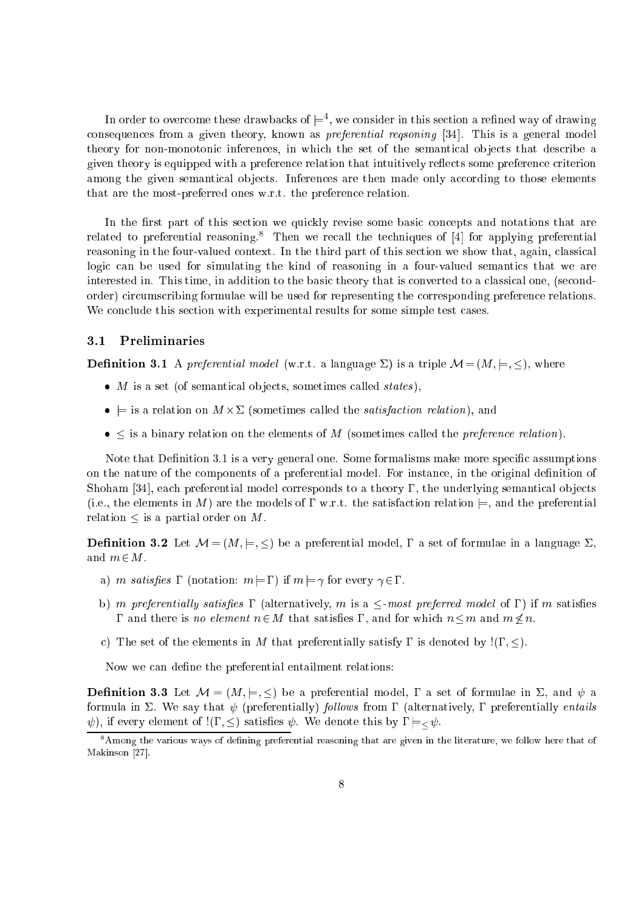In order to overcome these drawbacks of $\models^4$, we consider in this section a refined way of drawing consequences from a given theory, known as *preferential reqsoning* [34]. This is a general model theory for non-monotonic inferences, in which the set of the semantical objects that describe a given theory is equipped with a preference relation that intuitively reflects some preference criterion among the given semantical objects. Inferences are then made only according to those elements that are the most-preferred ones w.r.t. the preference relation.

In the first part of this section we quickly revise some basic concepts and notations that are related to preferential reasoning.[8] Then we recall the techniques of [4] for applying preferential reasoning in the four-valued context. In the third part of this section we show that, again, classical logic can be used for simulating the kind of reasoning in a four-valued semantics that we are interested in. This time, in addition to the basic theory that is converted to a classical one, (second-order) circumscribing formulae will be used for representing the corresponding preference relations. We conclude this section with experimental results for some simple test cases.

### 3.1 Preliminaries

**Definition 3.1** A *preferential model* (w.r.t. a language $\Sigma$) is a triple $\mathcal{M} = (M, \models, \leq)$, where

- $M$ is a set (of semantical objects, sometimes called *states*),
- $\models$ is a relation on $M \times \Sigma$ (sometimes called the *satisfaction relation*), and
- $\leq$ is a binary relation on the elements of $M$ (sometimes called the *preference relation*).

Note that Definition 3.1 is a very general one. Some formalisms make more specific assumptions on the nature of the components of a preferential model. For instance, in the original definition of Shoham [34], each preferential model corresponds to a theory $\Gamma$, the underlying semantical objects (i.e., the elements in $M$) are the models of $\Gamma$ w.r.t. the satisfaction relation $\models$, and the preferential relation $\leq$ is a partial order on $M$.

**Definition 3.2** Let $\mathcal{M} = (M, \models, \leq)$ be a preferential model, $\Gamma$ a set of formulae in a language $\Sigma$, and $m \in M$.

a) $m$ *satisfies* $\Gamma$ (notation: $m \models \Gamma$) if $m \models \gamma$ for every $\gamma \in \Gamma$.

b) $m$ *preferentially satisfies* $\Gamma$ (alternatively, $m$ is a $\leq$*-most preferred model* of $\Gamma$) if $m$ satisfies $\Gamma$ and there is *no element* $n \in M$ that satisfies $\Gamma$, and for which $n \leq m$ and $m \not\leq n$.

c) The set of the elements in $M$ that preferentially satisfy $\Gamma$ is denoted by $!(\Gamma, \leq)$.

Now we can define the preferential entailment relations:

**Definition 3.3** Let $\mathcal{M} = (M, \models, \leq)$ be a preferential model, $\Gamma$ a set of formulae in $\Sigma$, and $\psi$ a formula in $\Sigma$. We say that $\psi$ (preferentially) *follows* from $\Gamma$ (alternatively, $\Gamma$ preferentially *entails* $\psi$), if every element of $!(\Gamma, \leq)$ satisfies $\psi$. We denote this by $\Gamma \models_{\leq} \psi$.

---

[8] Among the various ways of defining preferential reasoning that are given in the literature, we follow here that of Makinson [27].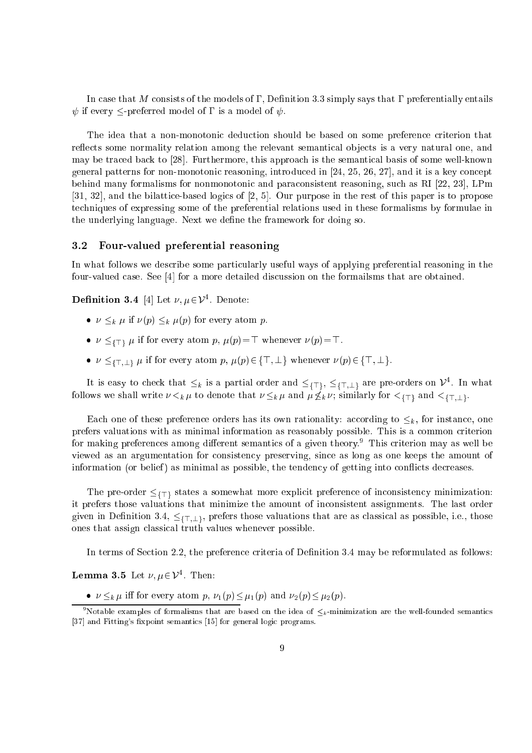In case that $M$ consists of the models of $\Gamma$, Definition 3.3 simply says that $\Gamma$ preferentially entails $\psi$ if every $\leq$-preferred model of $\Gamma$ is a model of $\psi$.

The idea that a non-monotonic deduction should be based on some preference criterion that reflects some normality relation among the relevant semantical objects is a very natural one, and may be traced back to [28]. Furthermore, this approach is the semantical basis of some well-known general patterns for non-monotonic reasoning, introduced in [24, 25, 26, 27], and it is a key concept behind many formalisms for nonmonotonic and paraconsistent reasoning, such as RI [22, 23], LPm [31, 32], and the bilattice-based logics of [2, 5]. Our purpose in the rest of this paper is to propose techniques of expressing some of the preferential relations used in these formalisms by formulae in the underlying language. Next we define the framework for doing so.

### 3.2 Four-valued preferential reasoning

In what follows we describe some particularly useful ways of applying preferential reasoning in the four-valued case. See [4] for a more detailed discussion on the formailsms that are obtained.

**Definition 3.4** [4] Let $\nu, \mu \in \mathcal{V}^4$. Denote:

- $\nu \leq_k \mu$ if $\nu(p) \leq_k \mu(p)$ for every atom $p$.
- $\nu \leq_{\{\top\}} \mu$ if for every atom $p$, $\mu(p) = \top$ whenever $\nu(p) = \top$.
- $\nu \leq_{\{\top,\bot\}} \mu$ if for every atom $p$, $\mu(p) \in \{\top, \bot\}$ whenever $\nu(p) \in \{\top, \bot\}$.

It is easy to check that $\leq_k$ is a partial order and $\leq_{\{\top\}}$, $\leq_{\{\top,\bot\}}$ are pre-orders on $\mathcal{V}^4$. In what follows we shall write $\nu <_k \mu$ to denote that $\nu \leq_k \mu$ and $\mu \not\leq_k \nu$; similarly for $<_{\{\top\}}$ and $<_{\{\top,\bot\}}$.

Each one of these preference orders has its own rationality: according to $\leq_k$, for instance, one prefers valuations with as minimal information as reasonably possible. This is a common criterion for making preferences among different semantics of a given theory.[9] This criterion may as well be viewed as an argumentation for consistency preserving, since as long as one keeps the amount of information (or belief) as minimal as possible, the tendency of getting into conflicts decreases.

The pre-order $\leq_{\{\top\}}$ states a somewhat more explicit preference of inconsistency minimization: it prefers those valuations that minimize the amount of inconsistent assignments. The last order given in Definition 3.4, $\leq_{\{\top,\bot\}}$, prefers those valuations that are as classical as possible, i.e., those ones that assign classical truth values whenever possible.

In terms of Section 2.2, the preference criteria of Definition 3.4 may be reformulated as follows:

**Lemma 3.5** Let $\nu, \mu \in \mathcal{V}^4$. Then:

- $\nu \leq_k \mu$ iff for every atom $p$, $\nu_1(p) \leq \mu_1(p)$ and $\nu_2(p) \leq \mu_2(p)$.

[9] Notable examples of formalisms that are based on the idea of $\leq_k$-minimization are the well-founded semantics [37] and Fitting's fixpoint semantics [15] for general logic programs.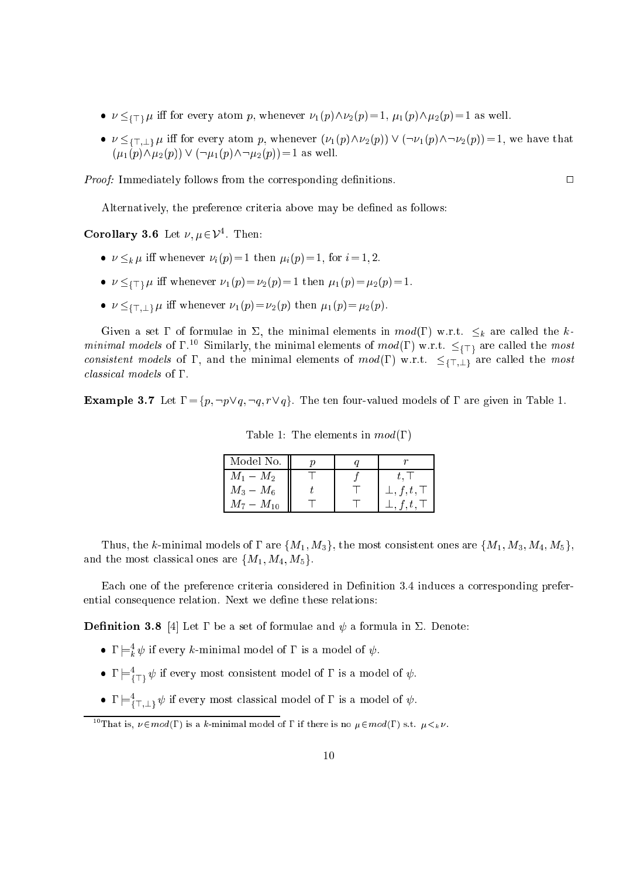- $\nu \leq_{\{\top\}} \mu$ iff for every atom $p$, whenever $\nu_1(p) \wedge \nu_2(p) = 1$, $\mu_1(p) \wedge \mu_2(p) = 1$ as well.
- $\nu \leq_{\{\top,\bot\}} \mu$ iff for every atom $p$, whenever $(\nu_1(p) \wedge \nu_2(p)) \vee (\neg\nu_1(p) \wedge \neg\nu_2(p)) = 1$, we have that $(\mu_1(p) \wedge \mu_2(p)) \vee (\neg\mu_1(p) \wedge \neg\mu_2(p)) = 1$ as well.

*Proof:* Immediately follows from the corresponding definitions. □

Alternatively, the preference criteria above may be defined as follows:

**Corollary 3.6** Let $\nu, \mu \in \mathcal{V}^4$. Then:

- $\nu \leq_k \mu$ iff whenever $\nu_i(p) = 1$ then $\mu_i(p) = 1$, for $i = 1, 2$.
- $\nu \leq_{\{\top\}} \mu$ iff whenever $\nu_1(p) = \nu_2(p) = 1$ then $\mu_1(p) = \mu_2(p) = 1$.
- $\nu \leq_{\{\top,\bot\}} \mu$ iff whenever $\nu_1(p) = \nu_2(p)$ then $\mu_1(p) = \mu_2(p)$.

Given a set $\Gamma$ of formulae in $\Sigma$, the minimal elements in $mod(\Gamma)$ w.r.t. $\leq_k$ are called the *k-minimal models* of $\Gamma$.[10] Similarly, the minimal elements of $mod(\Gamma)$ w.r.t. $\leq_{\{\top\}}$ are called the *most consistent models* of $\Gamma$, and the minimal elements of $mod(\Gamma)$ w.r.t. $\leq_{\{\top,\bot\}}$ are called the *most classical models* of $\Gamma$.

**Example 3.7** Let $\Gamma = \{p, \neg p \vee q, \neg q, r \vee q\}$. The ten four-valued models of $\Gamma$ are given in Table 1.

Table 1: The elements in $mod(\Gamma)$

| Model No. | $p$ | $q$ | $r$ |
|---|---|---|---|
| $M_1 - M_2$ | $\top$ | $f$ | $t, \top$ |
| $M_3 - M_6$ | $t$ | $\top$ | $\bot, f, t, \top$ |
| $M_7 - M_{10}$ | $\top$ | $\top$ | $\bot, f, t, \top$ |

Thus, the $k$-minimal models of $\Gamma$ are $\{M_1, M_3\}$, the most consistent ones are $\{M_1, M_3, M_4, M_5\}$, and the most classical ones are $\{M_1, M_4, M_5\}$.

Each one of the preference criteria considered in Definition 3.4 induces a corresponding preferential consequence relation. Next we define these relations:

**Definition 3.8** [4] Let $\Gamma$ be a set of formulae and $\psi$ a formula in $\Sigma$. Denote:

- $\Gamma \models^4_k \psi$ if every $k$-minimal model of $\Gamma$ is a model of $\psi$.
- $\Gamma \models^4_{\{\top\}} \psi$ if every most consistent model of $\Gamma$ is a model of $\psi$.
- $\Gamma \models^4_{\{\top,\bot\}} \psi$ if every most classical model of $\Gamma$ is a model of $\psi$.

[10] That is, $\nu \in mod(\Gamma)$ is a $k$-minimal model of $\Gamma$ if there is no $\mu \in mod(\Gamma)$ s.t. $\mu <_k \nu$.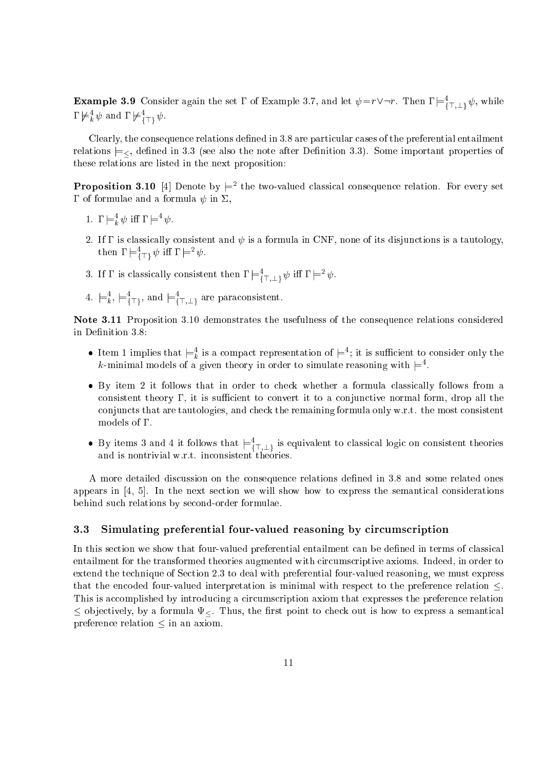**Example 3.9** Consider again the set $\Gamma$ of Example 3.7, and let $\psi = r \vee \neg r$. Then $\Gamma \models^4_{\{\top,\bot\}} \psi$, while $\Gamma \not\models^4_k \psi$ and $\Gamma \not\models^4_{\{\top\}} \psi$.

Clearly, the consequence relations defined in 3.8 are particular cases of the preferential entailment relations $\models_{\leq}$, defined in 3.3 (see also the note after Definition 3.3). Some important properties of these relations are listed in the next proposition:

**Proposition 3.10** [4] Denote by $\models^2$ the two-valued classical consequence relation. For every set $\Gamma$ of formulae and a formula $\psi$ in $\Sigma$,

1. $\Gamma \models^4_k \psi$ iff $\Gamma \models^4 \psi$.
2. If $\Gamma$ is classically consistent and $\psi$ is a formula in CNF, none of its disjunctions is a tautology, then $\Gamma \models^4_{\{\top\}} \psi$ iff $\Gamma \models^2 \psi$.
3. If $\Gamma$ is classically consistent then $\Gamma \models^4_{\{\top,\bot\}} \psi$ iff $\Gamma \models^2 \psi$.
4. $\models^4_k$, $\models^4_{\{\top\}}$, and $\models^4_{\{\top,\bot\}}$ are paraconsistent.

**Note 3.11** Proposition 3.10 demonstrates the usefulness of the consequence relations considered in Definition 3.8:

- Item 1 implies that $\models^4_k$ is a compact representation of $\models^4$; it is sufficient to consider only the $k$-minimal models of a given theory in order to simulate reasoning with $\models^4$.
- By item 2 it follows that in order to check whether a formula classically follows from a consistent theory $\Gamma$, it is sufficient to convert it to a conjunctive normal form, drop all the conjuncts that are tautologies, and check the remaining formula only w.r.t. the most consistent models of $\Gamma$.
- By items 3 and 4 it follows that $\models^4_{\{\top,\bot\}}$ is equivalent to classical logic on consistent theories and is nontrivial w.r.t. inconsistent theories.

A more detailed discussion on the consequence relations defined in 3.8 and some related ones appears in [4, 5]. In the next section we will show how to express the semantical considerations behind such relations by second-order formulae.

### 3.3 Simulating preferential four-valued reasoning by circumscription

In this section we show that four-valued preferential entailment can be defined in terms of classical entailment for the transformed theories augmented with circumscriptive axioms. Indeed, in order to extend the technique of Section 2.3 to deal with preferential four-valued reasoning, we must express that the encoded four-valued interpretation is minimal with respect to the preference relation $\leq$. This is accomplished by introducing a circumscription axiom that expresses the preference relation $\leq$ objectively, by a formula $\Psi_{\leq}$. Thus, the first point to check out is how to express a semantical preference relation $\leq$ in an axiom.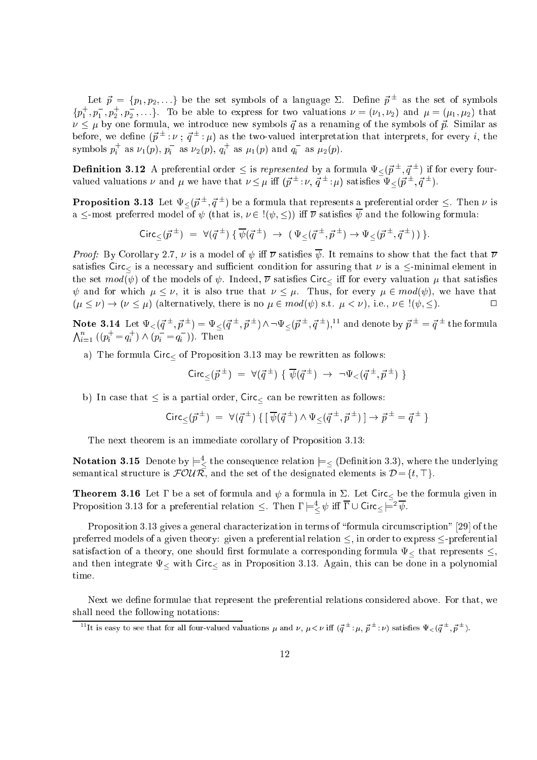Let $\vec{p} = \{p_1, p_2, \ldots\}$ be the set symbols of a language $\Sigma$. Define $\vec{p}^{\,\pm}$ as the set of symbols $\{p_1^+, p_1^-, p_2^+, p_2^-, \ldots\}$. To be able to express for two valuations $\nu = (\nu_1, \nu_2)$ and $\mu = (\mu_1, \mu_2)$ that $\nu \leq \mu$ by one formula, we introduce new symbols $\vec{q}$ as a renaming of the symbols of $\vec{p}$. Similar as before, we define $(\vec{p}^{\,\pm}\!:\!\nu\,;\,\vec{q}^{\,\pm}\!:\!\mu)$ as the two-valued interpretation that interprets, for every $i$, the symbols $p_i^+$ as $\nu_1(p)$, $p_i^-$ as $\nu_2(p)$, $q_i^+$ as $\mu_1(p)$ and $q_i^-$ as $\mu_2(p)$.

**Definition 3.12** A preferential order $\leq$ is *represented* by a formula $\Psi_{\leq}(\vec{p}^{\,\pm}, \vec{q}^{\,\pm})$ if for every four-valued valuations $\nu$ and $\mu$ we have that $\nu \leq \mu$ iff $(\vec{p}^{\,\pm}\!:\!\nu,\, \vec{q}^{\,\pm}\!:\!\mu)$ satisfies $\Psi_{\leq}(\vec{p}^{\,\pm}, \vec{q}^{\,\pm})$.

**Proposition 3.13** Let $\Psi_{\leq}(\vec{p}^{\,\pm}, \vec{q}^{\,\pm})$ be a formula that represents a preferential order $\leq$. Then $\nu$ is a $\leq$-most preferred model of $\psi$ (that is, $\nu \in\, !(\psi, \leq)$) iff $\overline{\nu}$ satisfies $\overline{\psi}$ and the following formula:

$$\mathsf{Circ}_{\leq}(\vec{p}^{\,\pm}) \;=\; \forall(\vec{q}^{\,\pm})\,\{\,\overline{\psi}(\vec{q}^{\,\pm}) \;\rightarrow\; (\,\Psi_{\leq}(\vec{q}^{\,\pm}, \vec{p}^{\,\pm}) \rightarrow \Psi_{\leq}(\vec{p}^{\,\pm}, \vec{q}^{\,\pm})\,)\,\}.$$

*Proof:* By Corollary 2.7, $\nu$ is a model of $\psi$ iff $\overline{\nu}$ satisfies $\overline{\psi}$. It remains to show that the fact that $\overline{\nu}$ satisfies $\mathsf{Circ}_{\leq}$ is a necessary and sufficient condition for assuring that $\nu$ is a $\leq$-minimal element in the set $mod(\psi)$ of the models of $\psi$. Indeed, $\overline{\nu}$ satisfies $\mathsf{Circ}_{\leq}$ iff for every valuation $\mu$ that satisfies $\psi$ and for which $\mu \leq \nu$, it is also true that $\nu \leq \mu$. Thus, for every $\mu \in mod(\psi)$, we have that $(\mu \leq \nu) \rightarrow (\nu \leq \mu)$ (alternatively, there is no $\mu \in mod(\psi)$ s.t. $\mu < \nu$), i.e., $\nu \in\, !(\psi, \leq)$. $\square$

**Note 3.14** Let $\Psi_{<}(\vec{q}^{\,\pm}, \vec{p}^{\,\pm}) = \Psi_{\leq}(\vec{q}^{\,\pm}, \vec{p}^{\,\pm}) \wedge \neg\Psi_{\leq}(\vec{p}^{\,\pm}, \vec{q}^{\,\pm})$,[11] and denote by $\vec{p}^{\,\pm} = \vec{q}^{\,\pm}$ the formula $\bigwedge_{i=1}^{n} ((p_i^+ = q_i^+) \wedge (p_i^- = q_i^-))$. Then

a) The formula $\mathsf{Circ}_{\leq}$ of Proposition 3.13 may be rewritten as follows:

$$\mathsf{Circ}_{\leq}(\vec{p}^{\,\pm}) \;=\; \forall(\vec{q}^{\,\pm})\;\{\;\overline{\psi}(\vec{q}^{\,\pm}) \;\rightarrow\; \neg\Psi_{<}(\vec{q}^{\,\pm}, \vec{p}^{\,\pm})\;\}$$

b) In case that $\leq$ is a partial order, $\mathsf{Circ}_{\leq}$ can be rewritten as follows:

$$\mathsf{Circ}_{\leq}(\vec{p}^{\,\pm}) \;=\; \forall(\vec{q}^{\,\pm})\,\{\,[\,\overline{\psi}(\vec{q}^{\,\pm}) \wedge \Psi_{\leq}(\vec{q}^{\,\pm}, \vec{p}^{\,\pm})\,] \rightarrow \vec{p}^{\,\pm} = \vec{q}^{\,\pm}\,\}$$

The next theorem is an immediate corollary of Proposition 3.13:

**Notation 3.15** Denote by $\models^4_{\leq}$ the consequence relation $\models_{\leq}$ (Definition 3.3), where the underlying semantical structure is $\mathcal{FOUR}$, and the set of the designated elements is $\mathcal{D} = \{t, \top\}$.

**Theorem 3.16** Let $\Gamma$ be a set of formula and $\psi$ a formula in $\Sigma$. Let $\mathsf{Circ}_{\leq}$ be the formula given in Proposition 3.13 for a preferential relation $\leq$. Then $\Gamma \models^4_{\leq} \psi$ iff $\overline{\Gamma} \cup \mathsf{Circ}_{\leq} \models^2 \overline{\psi}$.

Proposition 3.13 gives a general characterization in terms of "formula circumscription" [29] of the preferred models of a given theory: given a preferential relation $\leq$, in order to express $\leq$-preferential satisfaction of a theory, one should first formulate a corresponding formula $\Psi_{\leq}$ that represents $\leq$, and then integrate $\Psi_{\leq}$ with $\mathsf{Circ}_{\leq}$ as in Proposition 3.13. Again, this can be done in a polynomial time.

Next we define formulae that represent the preferential relations considered above. For that, we shall need the following notations:

[11] It is easy to see that for all four-valued valuations $\mu$ and $\nu$, $\mu < \nu$ iff $(\vec{q}^{\,\pm}\!:\!\mu,\, \vec{p}^{\,\pm}\!:\!\nu)$ satisfies $\Psi_{<}(\vec{q}^{\,\pm}, \vec{p}^{\,\pm})$.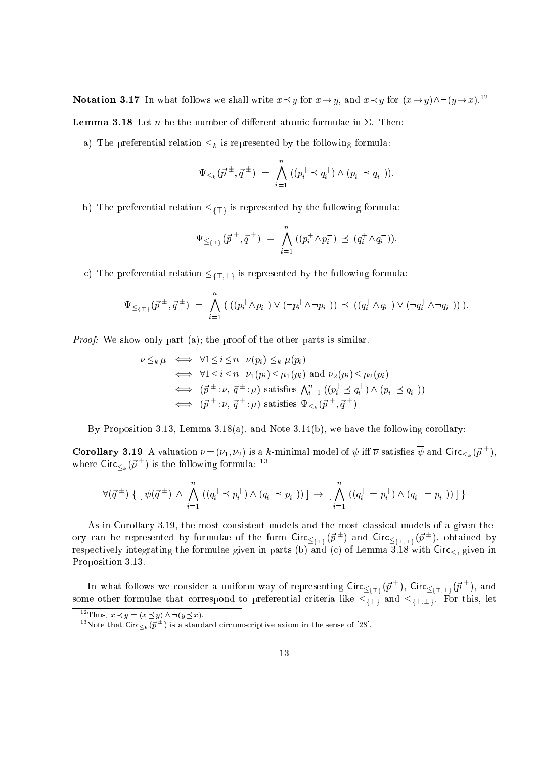**Notation 3.17** In what follows we shall write $x \preceq y$ for $x \to y$, and $x \prec y$ for $(x \to y) \wedge \neg(y \to x)$.[12]

**Lemma 3.18** Let $n$ be the number of different atomic formulae in $\Sigma$. Then:

a) The preferential relation $\leq_k$ is represented by the following formula:

$$\Psi_{\leq_k}(\vec{p}^{\,\pm}, \vec{q}^{\,\pm}) \;=\; \bigwedge_{i=1}^{n} ((p_i^+ \preceq q_i^+) \wedge (p_i^- \preceq q_i^-)).$$

b) The preferential relation $\leq_{\{\top\}}$ is represented by the following formula:

$$\Psi_{\leq_{\{\top\}}}(\vec{p}^{\,\pm}, \vec{q}^{\,\pm}) \;=\; \bigwedge_{i=1}^{n} ((p_i^+ \wedge p_i^-) \;\preceq\; (q_i^+ \wedge q_i^-)).$$

c) The preferential relation $\leq_{\{\top,\bot\}}$ is represented by the following formula:

$$\Psi_{\leq_{\{\top\}}}(\vec{p}^{\,\pm}, \vec{q}^{\,\pm}) \;=\; \bigwedge_{i=1}^{n} (\; ((p_i^+ \wedge p_i^-) \vee (\neg p_i^+ \wedge \neg p_i^-)) \;\preceq\; ((q_i^+ \wedge q_i^-) \vee (\neg q_i^+ \wedge \neg q_i^-))\;).$$

*Proof:* We show only part (a); the proof of the other parts is similar.

$$\begin{aligned}
\nu \leq_k \mu \;&\Longleftrightarrow\; \forall 1 \leq i \leq n \;\; \nu(p_i) \leq_k \mu(p_i) \\
&\Longleftrightarrow\; \forall 1 \leq i \leq n \;\; \nu_1(p_i) \leq \mu_1(p_i) \text{ and } \nu_2(p_i) \leq \mu_2(p_i) \\
&\Longleftrightarrow\; (\vec{p}^{\,\pm} : \nu,\, \vec{q}^{\,\pm} : \mu) \text{ satisfies } \textstyle\bigwedge_{i=1}^{n} ((p_i^+ \preceq q_i^+) \wedge (p_i^- \preceq q_i^-)) \\
&\Longleftrightarrow\; (\vec{p}^{\,\pm} : \nu,\, \vec{q}^{\,\pm} : \mu) \text{ satisfies } \Psi_{\leq_k}(\vec{p}^{\,\pm}, \vec{q}^{\,\pm}) \qquad \Box
\end{aligned}$$

By Proposition 3.13, Lemma 3.18(a), and Note 3.14(b), we have the following corollary:

**Corollary 3.19** A valuation $\nu = (\nu_1, \nu_2)$ is a $k$-minimal model of $\psi$ iff $\overline{\nu}$ satisfies $\overline{\psi}$ and $\mathsf{Circ}_{\leq_k}(\vec{p}^{\,\pm})$, where $\mathsf{Circ}_{\leq_k}(\vec{p}^{\,\pm})$ is the following formula: [13]

$$\forall(\vec{q}^{\,\pm}) \;\{\; [\;\overline{\psi}(\vec{q}^{\,\pm}) \;\wedge\; \bigwedge_{i=1}^{n} ((q_i^+ \preceq p_i^+) \wedge (q_i^- \preceq p_i^-))\;] \;\to\; [\;\bigwedge_{i=1}^{n} ((q_i^+ = p_i^+) \wedge (q_i^- = p_i^-))\;]\;\}$$

As in Corollary 3.19, the most consistent models and the most classical models of a given theory can be represented by formulae of the form $\mathsf{Circ}_{\leq_{\{\top\}}}(\vec{p}^{\,\pm})$ and $\mathsf{Circ}_{\leq_{\{\top,\bot\}}}(\vec{p}^{\,\pm})$, obtained by respectively integrating the formulae given in parts (b) and (c) of Lemma 3.18 with $\mathsf{Circ}_{\leq}$, given in Proposition 3.13.

In what follows we consider a uniform way of representing $\mathsf{Circ}_{\leq_{\{\top\}}}(\vec{p}^{\,\pm})$, $\mathsf{Circ}_{\leq_{\{\top,\bot\}}}(\vec{p}^{\,\pm})$, and some other formulae that correspond to preferential criteria like $\leq_{\{\top\}}$ and $\leq_{\{\top,\bot\}}$. For this, let

[12] Thus, $x \prec y = (x \preceq y) \wedge \neg(y \preceq x)$.

[13] Note that $\mathsf{Circ}_{\leq_k}(\vec{p}^{\,\pm})$ is a standard circumscriptive axiom in the sense of [28].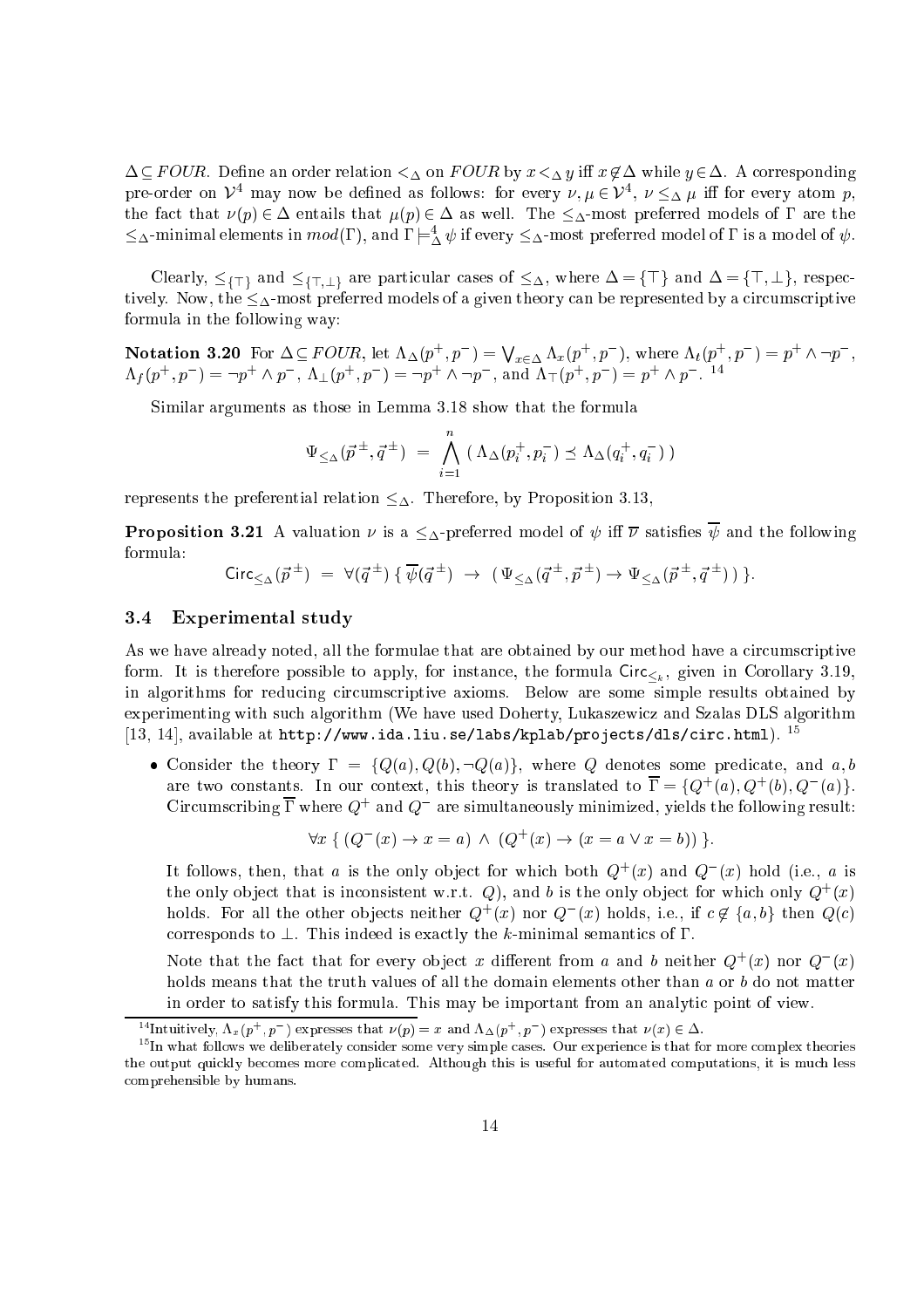$\Delta \subseteq FOUR$. Define an order relation $<_\Delta$ on $FOUR$ by $x <_\Delta y$ iff $x \notin \Delta$ while $y \in \Delta$. A corresponding pre-order on $\mathcal{V}^4$ may now be defined as follows: for every $\nu, \mu \in \mathcal{V}^4$, $\nu \leq_\Delta \mu$ iff for every atom $p$, the fact that $\nu(p) \in \Delta$ entails that $\mu(p) \in \Delta$ as well. The $\leq_\Delta$-most preferred models of $\Gamma$ are the $\leq_\Delta$-minimal elements in $mod(\Gamma)$, and $\Gamma \models^4_\Delta \psi$ if every $\leq_\Delta$-most preferred model of $\Gamma$ is a model of $\psi$.

Clearly, $\leq_{\{\top\}}$ and $\leq_{\{\top,\bot\}}$ are particular cases of $\leq_\Delta$, where $\Delta = \{\top\}$ and $\Delta = \{\top, \bot\}$, respectively. Now, the $\leq_\Delta$-most preferred models of a given theory can be represented by a circumscriptive formula in the following way:

**Notation 3.20** For $\Delta \subseteq FOUR$, let $\Lambda_\Delta(p^+, p^-) = \bigvee_{x \in \Delta} \Lambda_x(p^+, p^-)$, where $\Lambda_t(p^+, p^-) = p^+ \wedge \neg p^-$, $\Lambda_f(p^+, p^-) = \neg p^+ \wedge p^-$, $\Lambda_\bot(p^+, p^-) = \neg p^+ \wedge \neg p^-$, and $\Lambda_\top(p^+, p^-) = p^+ \wedge p^-$. [14]

Similar arguments as those in Lemma 3.18 show that the formula

$$\Psi_{\leq_\Delta}(\vec{p}^{\,\pm}, \vec{q}^{\,\pm}) \;=\; \bigwedge_{i=1}^{n} \left( \Lambda_\Delta(p_i^+, p_i^-) \preceq \Lambda_\Delta(q_i^+, q_i^-) \right)$$

represents the preferential relation $\leq_\Delta$. Therefore, by Proposition 3.13,

**Proposition 3.21** A valuation $\nu$ is a $\leq_\Delta$-preferred model of $\psi$ iff $\overline{\nu}$ satisfies $\overline{\psi}$ and the following formula:

$$\mathsf{Circ}_{\leq_\Delta}(\vec{p}^{\,\pm}) \;=\; \forall(\vec{q}^{\,\pm}) \left\{ \overline{\psi}(\vec{q}^{\,\pm}) \;\rightarrow\; \left( \Psi_{\leq_\Delta}(\vec{q}^{\,\pm}, \vec{p}^{\,\pm}) \rightarrow \Psi_{\leq_\Delta}(\vec{p}^{\,\pm}, \vec{q}^{\,\pm}) \right) \right\}.$$

### 3.4 Experimental study

As we have already noted, all the formulae that are obtained by our method have a circumscriptive form. It is therefore possible to apply, for instance, the formula $\mathsf{Circ}_{\leq_k}$, given in Corollary 3.19, in algorithms for reducing circumscriptive axioms. Below are some simple results obtained by experimenting with such algorithm (We have used Doherty, Lukaszewicz and Szalas DLS algorithm [13, 14], available at `http://www.ida.liu.se/labs/kplab/projects/dls/circ.html`). [15]

- Consider the theory $\Gamma = \{Q(a), Q(b), \neg Q(a)\}$, where $Q$ denotes some predicate, and $a, b$ are two constants. In our context, this theory is translated to $\overline{\Gamma} = \{Q^+(a), Q^+(b), Q^-(a)\}$. Circumscribing $\overline{\Gamma}$ where $Q^+$ and $Q^-$ are simultaneously minimized, yields the following result:

  $$\forall x \; \{ \, (Q^-(x) \rightarrow x = a) \;\wedge\; (Q^+(x) \rightarrow (x = a \vee x = b)) \, \}.$$

  It follows, then, that $a$ is the only object for which both $Q^+(x)$ and $Q^-(x)$ hold (i.e., $a$ is the only object that is inconsistent w.r.t. $Q$), and $b$ is the only object for which only $Q^+(x)$ holds. For all the other objects neither $Q^+(x)$ nor $Q^-(x)$ holds, i.e., if $c \notin \{a, b\}$ then $Q(c)$ corresponds to $\bot$. This indeed is exactly the $k$-minimal semantics of $\Gamma$.

  Note that the fact that for every object $x$ different from $a$ and $b$ neither $Q^+(x)$ nor $Q^-(x)$ holds means that the truth values of all the domain elements other than $a$ or $b$ do not matter in order to satisfy this formula. This may be important from an analytic point of view.

---

[14] Intuitively, $\Lambda_x(p^+, p^-)$ expresses that $\nu(p) = x$ and $\Lambda_\Delta(p^+, p^-)$ expresses that $\nu(x) \in \Delta$.

[15] In what follows we deliberately consider some very simple cases. Our experience is that for more complex theories the output quickly becomes more complicated. Although this is useful for automated computations, it is much less comprehensible by humans.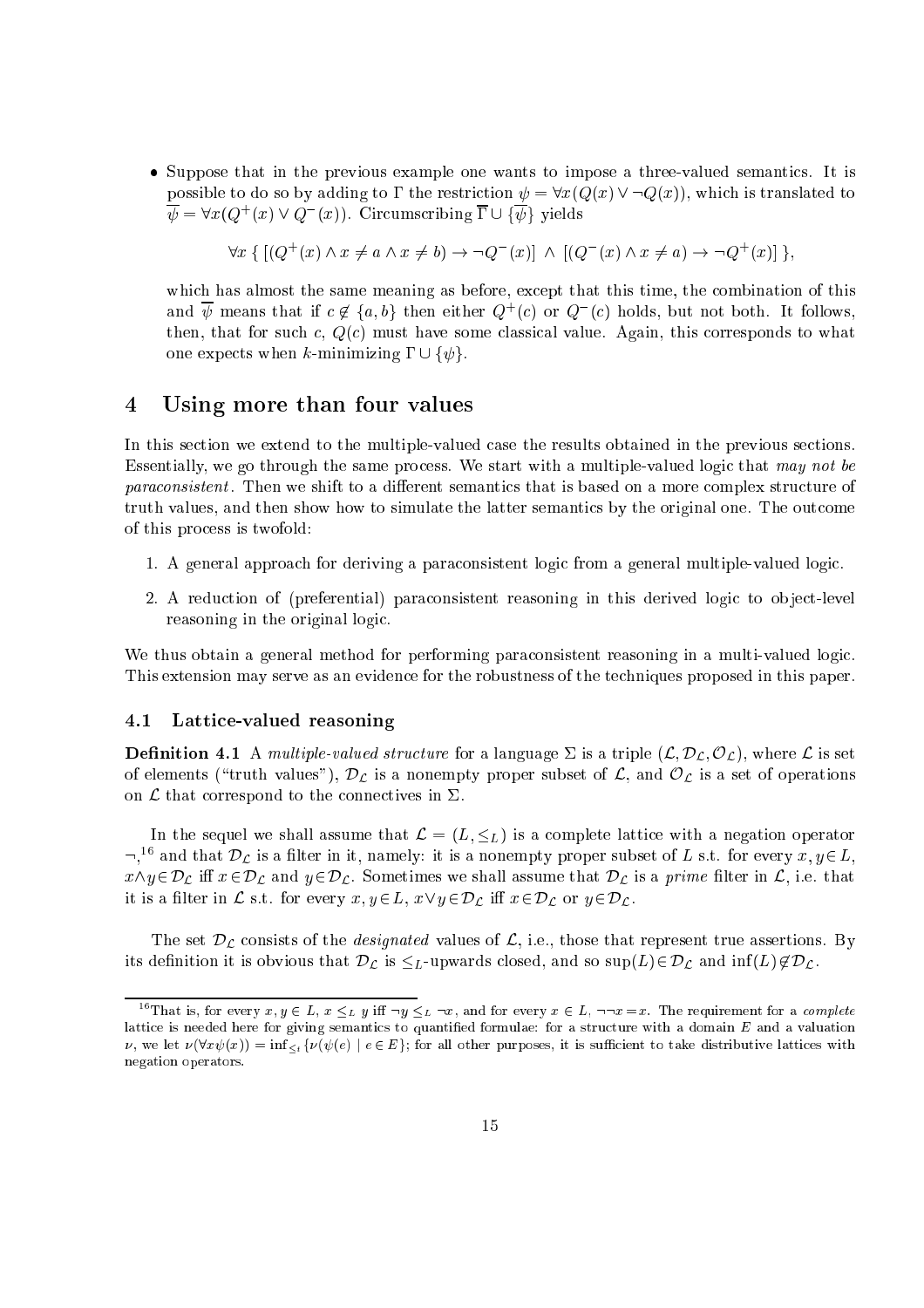- Suppose that in the previous example one wants to impose a three-valued semantics. It is possible to do so by adding to $\Gamma$ the restriction $\psi = \forall x(Q(x) \vee \neg Q(x))$, which is translated to $\overline{\psi} = \forall x(Q^+(x) \vee Q^-(x))$. Circumscribing $\overline{\Gamma} \cup \{\overline{\psi}\}$ yields

$$\forall x \; \{ \; [(Q^+(x) \wedge x \neq a \wedge x \neq b) \rightarrow \neg Q^-(x)] \; \wedge \; [(Q^-(x) \wedge x \neq a) \rightarrow \neg Q^+(x)] \; \},$$

which has almost the same meaning as before, except that this time, the combination of this and $\overline{\psi}$ means that if $c \notin \{a, b\}$ then either $Q^+(c)$ or $Q^-(c)$ holds, but not both. It follows, then, that for such $c$, $Q(c)$ must have some classical value. Again, this corresponds to what one expects when $k$-minimizing $\Gamma \cup \{\psi\}$.

# 4 Using more than four values

In this section we extend to the multiple-valued case the results obtained in the previous sections. Essentially, we go through the same process. We start with a multiple-valued logic that *may not be paraconsistent*. Then we shift to a different semantics that is based on a more complex structure of truth values, and then show how to simulate the latter semantics by the original one. The outcome of this process is twofold:

1. A general approach for deriving a paraconsistent logic from a general multiple-valued logic.
2. A reduction of (preferential) paraconsistent reasoning in this derived logic to object-level reasoning in the original logic.

We thus obtain a general method for performing paraconsistent reasoning in a multi-valued logic. This extension may serve as an evidence for the robustness of the techniques proposed in this paper.

## 4.1 Lattice-valued reasoning

**Definition 4.1** A *multiple-valued structure* for a language $\Sigma$ is a triple $(\mathcal{L}, \mathcal{D}_{\mathcal{L}}, \mathcal{O}_{\mathcal{L}})$, where $\mathcal{L}$ is set of elements ("truth values"), $\mathcal{D}_{\mathcal{L}}$ is a nonempty proper subset of $\mathcal{L}$, and $\mathcal{O}_{\mathcal{L}}$ is a set of operations on $\mathcal{L}$ that correspond to the connectives in $\Sigma$.

In the sequel we shall assume that $\mathcal{L} = (L, \leq_L)$ is a complete lattice with a negation operator $\neg$,[16] and that $\mathcal{D}_{\mathcal{L}}$ is a filter in it, namely: it is a nonempty proper subset of $L$ s.t. for every $x, y \in L$, $x \wedge y \in \mathcal{D}_{\mathcal{L}}$ iff $x \in \mathcal{D}_{\mathcal{L}}$ and $y \in \mathcal{D}_{\mathcal{L}}$. Sometimes we shall assume that $\mathcal{D}_{\mathcal{L}}$ is a *prime* filter in $\mathcal{L}$, i.e. that it is a filter in $\mathcal{L}$ s.t. for every $x, y \in L$, $x \vee y \in \mathcal{D}_{\mathcal{L}}$ iff $x \in \mathcal{D}_{\mathcal{L}}$ or $y \in \mathcal{D}_{\mathcal{L}}$.

The set $\mathcal{D}_{\mathcal{L}}$ consists of the *designated* values of $\mathcal{L}$, i.e., those that represent true assertions. By its definition it is obvious that $\mathcal{D}_{\mathcal{L}}$ is $\leq_L$-upwards closed, and so $\sup(L) \in \mathcal{D}_{\mathcal{L}}$ and $\inf(L) \notin \mathcal{D}_{\mathcal{L}}$.

---

[16] That is, for every $x, y \in L$, $x \leq_L y$ iff $\neg y \leq_L \neg x$, and for every $x \in L$, $\neg\neg x = x$. The requirement for a *complete* lattice is needed here for giving semantics to quantified formulae: for a structure with a domain $E$ and a valuation $\nu$, we let $\nu(\forall x \psi(x)) = \inf_{\leq_t} \{\nu(\psi(e) \mid e \in E\}$; for all other purposes, it is sufficient to take distributive lattices with negation operators.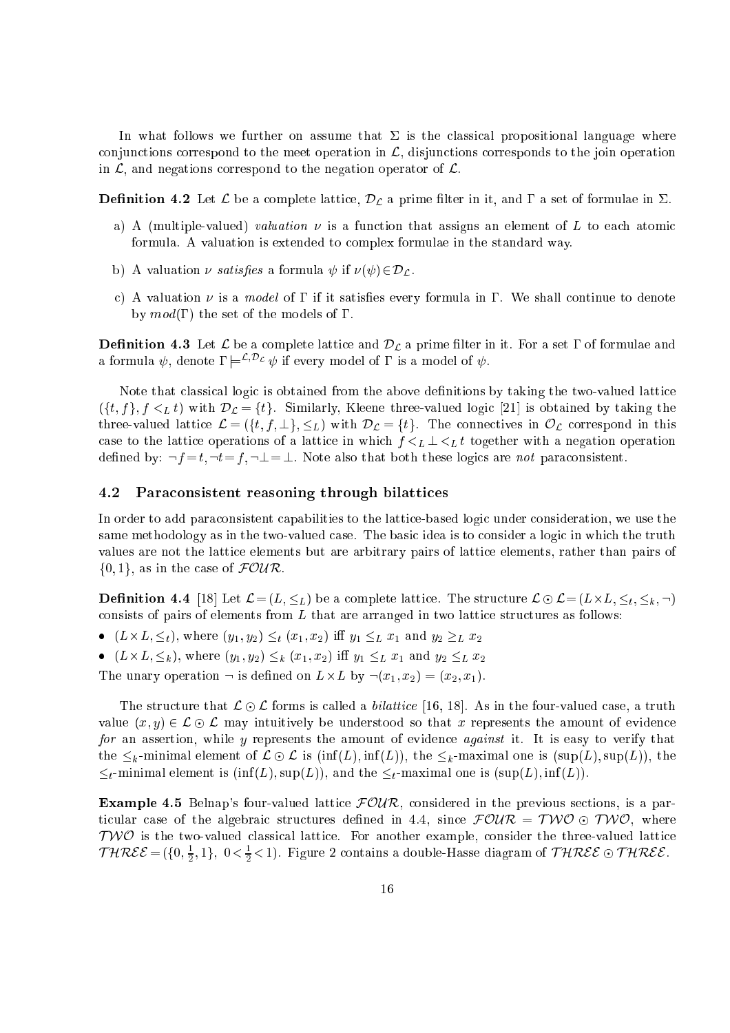In what follows we further on assume that $\Sigma$ is the classical propositional language where conjunctions correspond to the meet operation in $\mathcal{L}$, disjunctions corresponds to the join operation in $\mathcal{L}$, and negations correspond to the negation operator of $\mathcal{L}$.

**Definition 4.2** Let $\mathcal{L}$ be a complete lattice, $\mathcal{D}_{\mathcal{L}}$ a prime filter in it, and $\Gamma$ a set of formulae in $\Sigma$.

a) A (multiple-valued) *valuation* $\nu$ is a function that assigns an element of $L$ to each atomic formula. A valuation is extended to complex formulae in the standard way.

b) A valuation $\nu$ *satisfies* a formula $\psi$ if $\nu(\psi) \in \mathcal{D}_{\mathcal{L}}$.

c) A valuation $\nu$ is a *model* of $\Gamma$ if it satisfies every formula in $\Gamma$. We shall continue to denote by $mod(\Gamma)$ the set of the models of $\Gamma$.

**Definition 4.3** Let $\mathcal{L}$ be a complete lattice and $\mathcal{D}_{\mathcal{L}}$ a prime filter in it. For a set $\Gamma$ of formulae and a formula $\psi$, denote $\Gamma \models^{\mathcal{L},\mathcal{D}_{\mathcal{L}}} \psi$ if every model of $\Gamma$ is a model of $\psi$.

Note that classical logic is obtained from the above definitions by taking the two-valued lattice $(\{t,f\}, f <_L t)$ with $\mathcal{D}_{\mathcal{L}} = \{t\}$. Similarly, Kleene three-valued logic [21] is obtained by taking the three-valued lattice $\mathcal{L} = (\{t,f,\bot\}, \leq_L)$ with $\mathcal{D}_{\mathcal{L}} = \{t\}$. The connectives in $\mathcal{O}_{\mathcal{L}}$ correspond in this case to the lattice operations of a lattice in which $f <_L \bot <_L t$ together with a negation operation defined by: $\neg f = t, \neg t = f, \neg \bot = \bot$. Note also that both these logics are *not* paraconsistent.

### 4.2 Paraconsistent reasoning through bilattices

In order to add paraconsistent capabilities to the lattice-based logic under consideration, we use the same methodology as in the two-valued case. The basic idea is to consider a logic in which the truth values are not the lattice elements but are arbitrary pairs of lattice elements, rather than pairs of $\{0,1\}$, as in the case of $\mathcal{FOUR}$.

**Definition 4.4** [18] Let $\mathcal{L} = (L, \leq_L)$ be a complete lattice. The structure $\mathcal{L} \odot \mathcal{L} = (L \times L, \leq_t, \leq_k, \neg)$ consists of pairs of elements from $L$ that are arranged in two lattice structures as follows:

- $(L \times L, \leq_t)$, where $(y_1, y_2) \leq_t (x_1, x_2)$ iff $y_1 \leq_L x_1$ and $y_2 \geq_L x_2$
- $(L \times L, \leq_k)$, where $(y_1, y_2) \leq_k (x_1, x_2)$ iff $y_1 \leq_L x_1$ and $y_2 \leq_L x_2$

The unary operation $\neg$ is defined on $L \times L$ by $\neg(x_1, x_2) = (x_2, x_1)$.

The structure that $\mathcal{L} \odot \mathcal{L}$ forms is called a *bilattice* [16, 18]. As in the four-valued case, a truth value $(x,y) \in \mathcal{L} \odot \mathcal{L}$ may intuitively be understood so that $x$ represents the amount of evidence *for* an assertion, while $y$ represents the amount of evidence *against* it. It is easy to verify that the $\leq_k$-minimal element of $\mathcal{L} \odot \mathcal{L}$ is $(\inf(L), \inf(L))$, the $\leq_k$-maximal one is $(\sup(L), \sup(L))$, the $\leq_t$-minimal element is $(\inf(L), \sup(L))$, and the $\leq_t$-maximal one is $(\sup(L), \inf(L))$.

**Example 4.5** Belnap's four-valued lattice $\mathcal{FOUR}$, considered in the previous sections, is a particular case of the algebraic structures defined in 4.4, since $\mathcal{FOUR} = \mathcal{TWO} \odot \mathcal{TWO}$, where $\mathcal{TWO}$ is the two-valued classical lattice. For another example, consider the three-valued lattice $\mathcal{THREE} = (\{0, \frac{1}{2}, 1\},\ 0 < \frac{1}{2} < 1)$. Figure 2 contains a double-Hasse diagram of $\mathcal{THREE} \odot \mathcal{THREE}$.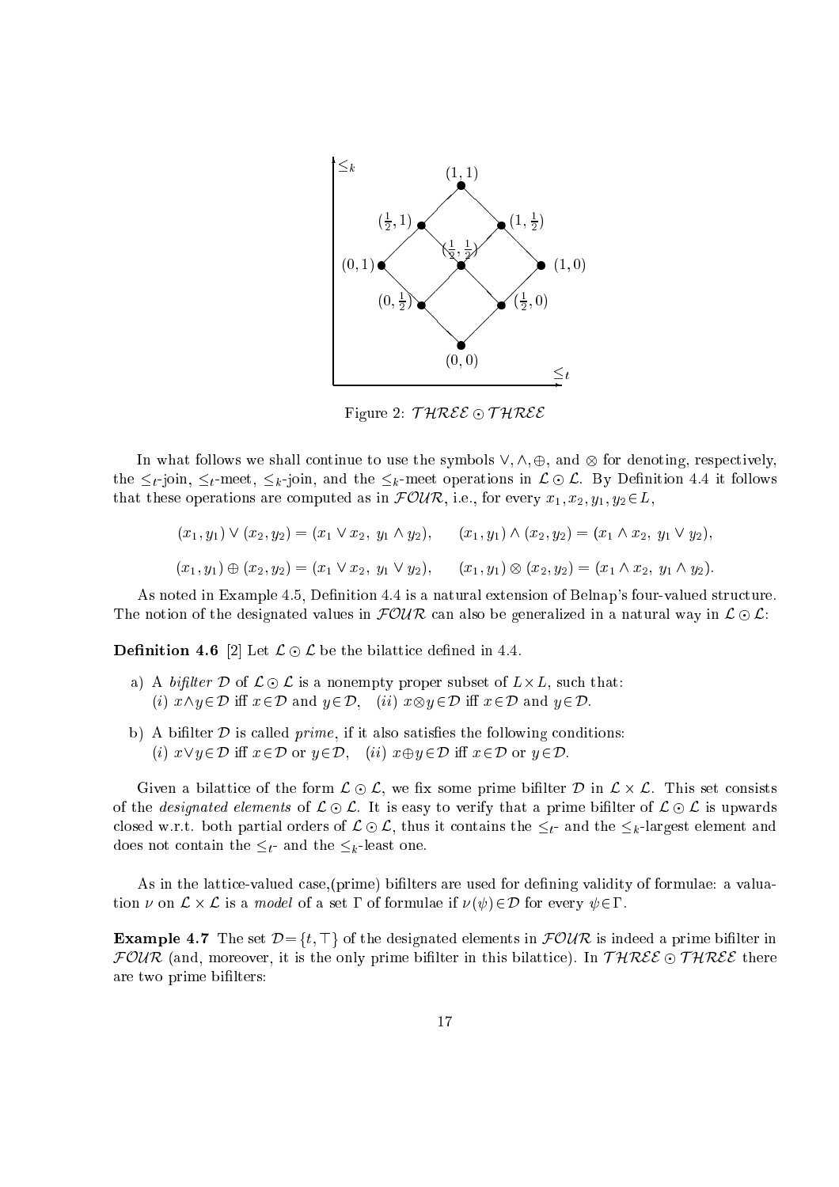Figure 2: $\mathcal{THREE} \odot \mathcal{THREE}$

In what follows we shall continue to use the symbols $\vee, \wedge, \oplus$, and $\otimes$ for denoting, respectively, the $\leq_t$-join, $\leq_t$-meet, $\leq_k$-join, and the $\leq_k$-meet operations in $\mathcal{L} \odot \mathcal{L}$. By Definition 4.4 it follows that these operations are computed as in $\mathcal{FOUR}$, i.e., for every $x_1, x_2, y_1, y_2 \in L$,

$$(x_1, y_1) \vee (x_2, y_2) = (x_1 \vee x_2,\ y_1 \wedge y_2), \qquad (x_1, y_1) \wedge (x_2, y_2) = (x_1 \wedge x_2,\ y_1 \vee y_2),$$

$$(x_1, y_1) \oplus (x_2, y_2) = (x_1 \vee x_2,\ y_1 \vee y_2), \qquad (x_1, y_1) \otimes (x_2, y_2) = (x_1 \wedge x_2,\ y_1 \wedge y_2).$$

As noted in Example 4.5, Definition 4.4 is a natural extension of Belnap's four-valued structure. The notion of the designated values in $\mathcal{FOUR}$ can also be generalized in a natural way in $\mathcal{L} \odot \mathcal{L}$:

**Definition 4.6** [2] Let $\mathcal{L} \odot \mathcal{L}$ be the bilattice defined in 4.4.

a) A *bifilter* $\mathcal{D}$ of $\mathcal{L} \odot \mathcal{L}$ is a nonempty proper subset of $L \times L$, such that:
   (*i*) $x \wedge y \in \mathcal{D}$ iff $x \in \mathcal{D}$ and $y \in \mathcal{D}$, (*ii*) $x \otimes y \in \mathcal{D}$ iff $x \in \mathcal{D}$ and $y \in \mathcal{D}$.

b) A bifilter $\mathcal{D}$ is called *prime*, if it also satisfies the following conditions:
   (*i*) $x \vee y \in \mathcal{D}$ iff $x \in \mathcal{D}$ or $y \in \mathcal{D}$, (*ii*) $x \oplus y \in \mathcal{D}$ iff $x \in \mathcal{D}$ or $y \in \mathcal{D}$.

Given a bilattice of the form $\mathcal{L} \odot \mathcal{L}$, we fix some prime bifilter $\mathcal{D}$ in $\mathcal{L} \times \mathcal{L}$. This set consists of the *designated elements* of $\mathcal{L} \odot \mathcal{L}$. It is easy to verify that a prime bifilter of $\mathcal{L} \odot \mathcal{L}$ is upwards closed w.r.t. both partial orders of $\mathcal{L} \odot \mathcal{L}$, thus it contains the $\leq_t$- and the $\leq_k$-largest element and does not contain the $\leq_t$- and the $\leq_k$-least one.

As in the lattice-valued case,(prime) bifilters are used for defining validity of formulae: a valuation $\nu$ on $\mathcal{L} \times \mathcal{L}$ is a *model* of a set $\Gamma$ of formulae if $\nu(\psi) \in \mathcal{D}$ for every $\psi \in \Gamma$.

**Example 4.7** The set $\mathcal{D} = \{t, \top\}$ of the designated elements in $\mathcal{FOUR}$ is indeed a prime bifilter in $\mathcal{FOUR}$ (and, moreover, it is the only prime bifilter in this bilattice). In $\mathcal{THREE} \odot \mathcal{THREE}$ there are two prime bifilters: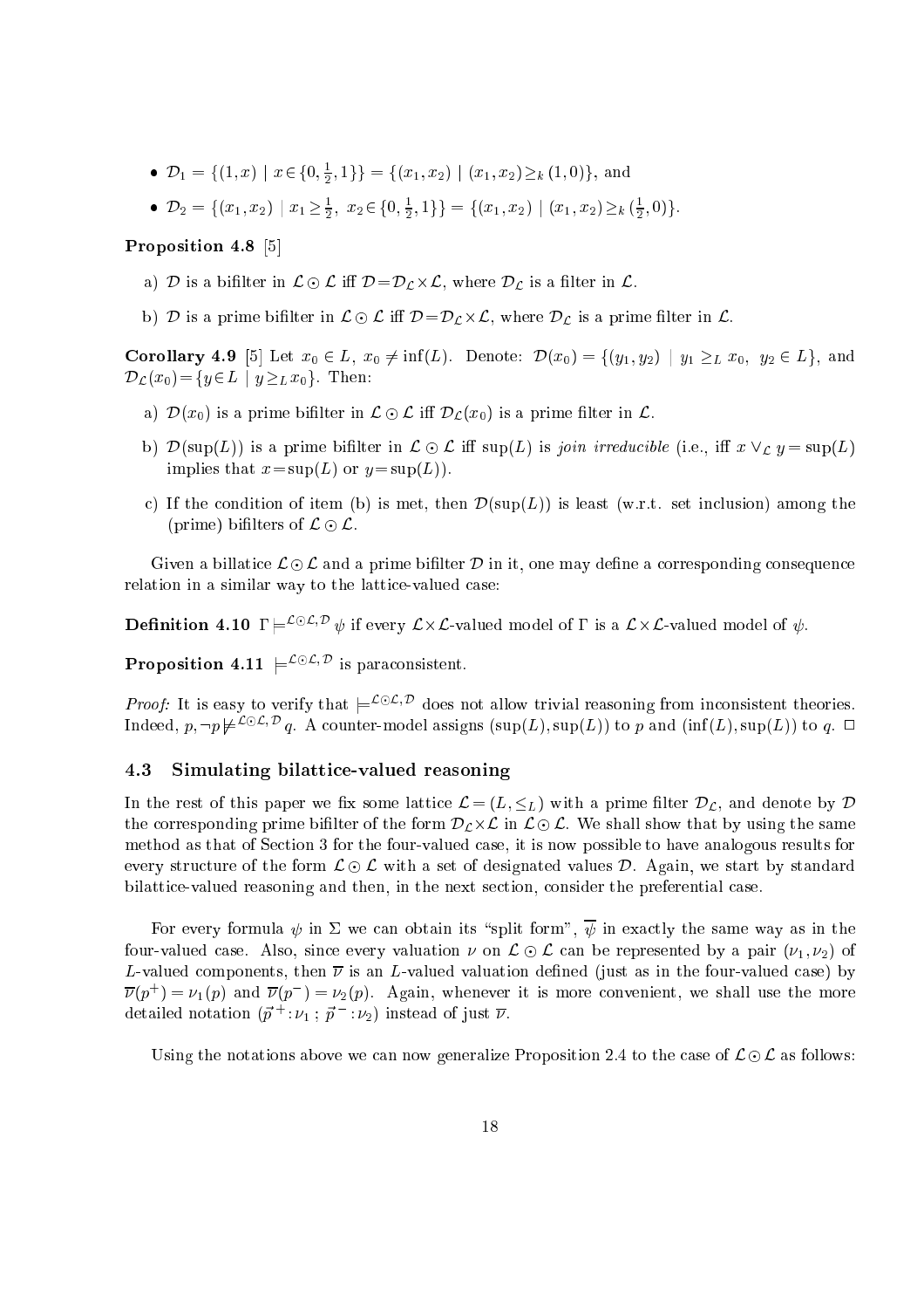- $\mathcal{D}_1 = \{(1, x) \mid x \in \{0, \frac{1}{2}, 1\}\} = \{(x_1, x_2) \mid (x_1, x_2) \geq_k (1, 0)\}$, and
- $\mathcal{D}_2 = \{(x_1, x_2) \mid x_1 \geq \frac{1}{2},\ x_2 \in \{0, \frac{1}{2}, 1\}\} = \{(x_1, x_2) \mid (x_1, x_2) \geq_k (\frac{1}{2}, 0)\}$.

**Proposition 4.8** [5]

a) $\mathcal{D}$ is a bifilter in $\mathcal{L} \odot \mathcal{L}$ iff $\mathcal{D} = \mathcal{D}_{\mathcal{L}} \times \mathcal{L}$, where $\mathcal{D}_{\mathcal{L}}$ is a filter in $\mathcal{L}$.

b) $\mathcal{D}$ is a prime bifilter in $\mathcal{L} \odot \mathcal{L}$ iff $\mathcal{D} = \mathcal{D}_{\mathcal{L}} \times \mathcal{L}$, where $\mathcal{D}_{\mathcal{L}}$ is a prime filter in $\mathcal{L}$.

**Corollary 4.9** [5] Let $x_0 \in L$, $x_0 \neq \inf(L)$. Denote: $\mathcal{D}(x_0) = \{(y_1, y_2) \mid y_1 \geq_L x_0,\ y_2 \in L\}$, and $\mathcal{D}_{\mathcal{L}}(x_0) = \{y \in L \mid y \geq_L x_0\}$. Then:

a) $\mathcal{D}(x_0)$ is a prime bifilter in $\mathcal{L} \odot \mathcal{L}$ iff $\mathcal{D}_{\mathcal{L}}(x_0)$ is a prime filter in $\mathcal{L}$.

b) $\mathcal{D}(\sup(L))$ is a prime bifilter in $\mathcal{L} \odot \mathcal{L}$ iff $\sup(L)$ is *join irreducible* (i.e., iff $x \vee_{\mathcal{L}} y = \sup(L)$ implies that $x = \sup(L)$ or $y = \sup(L)$).

c) If the condition of item (b) is met, then $\mathcal{D}(\sup(L))$ is least (w.r.t. set inclusion) among the (prime) bifilters of $\mathcal{L} \odot \mathcal{L}$.

Given a billatice $\mathcal{L} \odot \mathcal{L}$ and a prime bifilter $\mathcal{D}$ in it, one may define a corresponding consequence relation in a similar way to the lattice-valued case:

**Definition 4.10** $\Gamma \models^{\mathcal{L} \odot \mathcal{L}, \mathcal{D}} \psi$ if every $\mathcal{L} \times \mathcal{L}$-valued model of $\Gamma$ is a $\mathcal{L} \times \mathcal{L}$-valued model of $\psi$.

**Proposition 4.11** $\models^{\mathcal{L} \odot \mathcal{L}, \mathcal{D}}$ is paraconsistent.

*Proof:* It is easy to verify that $\models^{\mathcal{L} \odot \mathcal{L}, \mathcal{D}}$ does not allow trivial reasoning from inconsistent theories. Indeed, $p, \neg p \not\models^{\mathcal{L} \odot \mathcal{L}, \mathcal{D}} q$. A counter-model assigns $(\sup(L), \sup(L))$ to $p$ and $(\inf(L), \sup(L))$ to $q$. $\square$

### 4.3 Simulating bilattice-valued reasoning

In the rest of this paper we fix some lattice $\mathcal{L} = (L, \leq_L)$ with a prime filter $\mathcal{D}_{\mathcal{L}}$, and denote by $\mathcal{D}$ the corresponding prime bifilter of the form $\mathcal{D}_{\mathcal{L}} \times \mathcal{L}$ in $\mathcal{L} \odot \mathcal{L}$. We shall show that by using the same method as that of Section 3 for the four-valued case, it is now possible to have analogous results for every structure of the form $\mathcal{L} \odot \mathcal{L}$ with a set of designated values $\mathcal{D}$. Again, we start by standard bilattice-valued reasoning and then, in the next section, consider the preferential case.

For every formula $\psi$ in $\Sigma$ we can obtain its "split form", $\overline{\psi}$ in exactly the same way as in the four-valued case. Also, since every valuation $\nu$ on $\mathcal{L} \odot \mathcal{L}$ can be represented by a pair $(\nu_1, \nu_2)$ of $L$-valued components, then $\overline{\nu}$ is an $L$-valued valuation defined (just as in the four-valued case) by $\overline{\nu}(p^+) = \nu_1(p)$ and $\overline{\nu}(p^-) = \nu_2(p)$. Again, whenever it is more convenient, we shall use the more detailed notation $(\vec{p}^{\,+} : \nu_1 \,;\, \vec{p}^{\,-} : \nu_2)$ instead of just $\overline{\nu}$.

Using the notations above we can now generalize Proposition 2.4 to the case of $\mathcal{L} \odot \mathcal{L}$ as follows: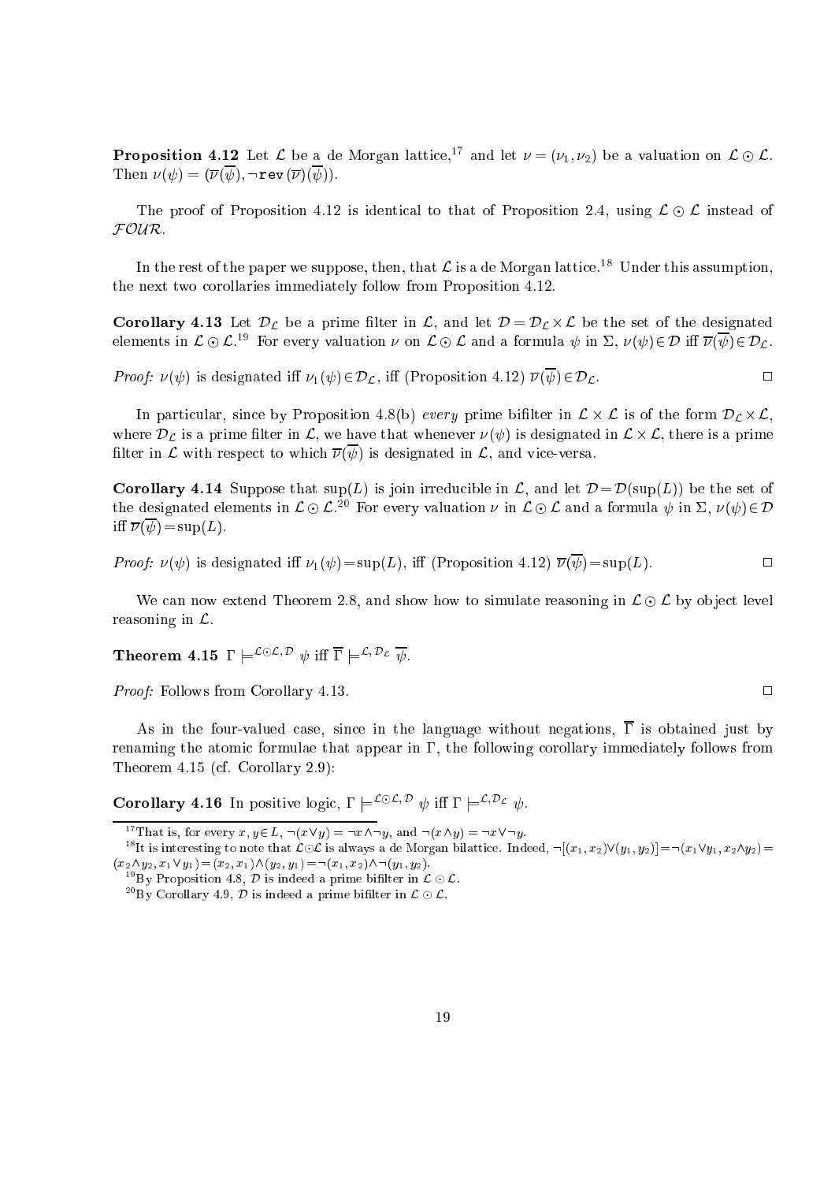**Proposition 4.12** Let $\mathcal{L}$ be a de Morgan lattice,[17] and let $\nu = (\nu_1, \nu_2)$ be a valuation on $\mathcal{L} \odot \mathcal{L}$. Then $\nu(\psi) = (\overline{\nu}(\overline{\psi}), \neg\, \mathtt{rev}\,(\overline{\nu})(\overline{\psi}))$.

The proof of Proposition 4.12 is identical to that of Proposition 2.4, using $\mathcal{L} \odot \mathcal{L}$ instead of $\mathcal{FOUR}$.

In the rest of the paper we suppose, then, that $\mathcal{L}$ is a de Morgan lattice.[18] Under this assumption, the next two corollaries immediately follow from Proposition 4.12.

**Corollary 4.13** Let $\mathcal{D}_{\mathcal{L}}$ be a prime filter in $\mathcal{L}$, and let $\mathcal{D} = \mathcal{D}_{\mathcal{L}} \times \mathcal{L}$ be the set of the designated elements in $\mathcal{L} \odot \mathcal{L}$.[19] For every valuation $\nu$ on $\mathcal{L} \odot \mathcal{L}$ and a formula $\psi$ in $\Sigma$, $\nu(\psi) \in \mathcal{D}$ iff $\overline{\nu}(\overline{\psi}) \in \mathcal{D}_{\mathcal{L}}$.

*Proof:* $\nu(\psi)$ is designated iff $\nu_1(\psi) \in \mathcal{D}_{\mathcal{L}}$, iff (Proposition 4.12) $\overline{\nu}(\overline{\psi}) \in \mathcal{D}_{\mathcal{L}}$. □

In particular, since by Proposition 4.8(b) *every* prime bifilter in $\mathcal{L} \times \mathcal{L}$ is of the form $\mathcal{D}_{\mathcal{L}} \times \mathcal{L}$, where $\mathcal{D}_{\mathcal{L}}$ is a prime filter in $\mathcal{L}$, we have that whenever $\nu(\psi)$ is designated in $\mathcal{L} \times \mathcal{L}$, there is a prime filter in $\mathcal{L}$ with respect to which $\overline{\nu}(\overline{\psi})$ is designated in $\mathcal{L}$, and vice-versa.

**Corollary 4.14** Suppose that $\sup(L)$ is join irreducible in $\mathcal{L}$, and let $\mathcal{D} = \mathcal{D}(\sup(L))$ be the set of the designated elements in $\mathcal{L} \odot \mathcal{L}$.[20] For every valuation $\nu$ in $\mathcal{L} \odot \mathcal{L}$ and a formula $\psi$ in $\Sigma$, $\nu(\psi) \in \mathcal{D}$ iff $\overline{\nu}(\overline{\psi}) = \sup(L)$.

*Proof:* $\nu(\psi)$ is designated iff $\nu_1(\psi) = \sup(L)$, iff (Proposition 4.12) $\overline{\nu}(\overline{\psi}) = \sup(L)$. □

We can now extend Theorem 2.8, and show how to simulate reasoning in $\mathcal{L} \odot \mathcal{L}$ by object level reasoning in $\mathcal{L}$.

**Theorem 4.15** $\Gamma \models^{\mathcal{L} \odot \mathcal{L}, \mathcal{D}} \psi$ iff $\overline{\Gamma} \models^{\mathcal{L}, \mathcal{D}_{\mathcal{L}}} \overline{\psi}$.

*Proof:* Follows from Corollary 4.13. □

As in the four-valued case, since in the language without negations, $\overline{\Gamma}$ is obtained just by renaming the atomic formulae that appear in $\Gamma$, the following corollary immediately follows from Theorem 4.15 (cf. Corollary 2.9):

**Corollary 4.16** In positive logic, $\Gamma \models^{\mathcal{L} \odot \mathcal{L}, \mathcal{D}} \psi$ iff $\Gamma \models^{\mathcal{L}, \mathcal{D}_{\mathcal{L}}} \psi$.

---

[17] That is, for every $x, y \in L$, $\neg(x \vee y) = \neg x \wedge \neg y$, and $\neg(x \wedge y) = \neg x \vee \neg y$.

[18] It is interesting to note that $\mathcal{L} \odot \mathcal{L}$ is always a de Morgan bilattice. Indeed, $\neg[(x_1, x_2) \vee (y_1, y_2)] = \neg(x_1 \vee y_1, x_2 \wedge y_2) = (x_2 \wedge y_2, x_1 \vee y_1) = (x_2, x_1) \wedge (y_2, y_1) = \neg(x_1, x_2) \wedge \neg(y_1, y_2)$.

[19] By Proposition 4.8, $\mathcal{D}$ is indeed a prime bifilter in $\mathcal{L} \odot \mathcal{L}$.

[20] By Corollary 4.9, $\mathcal{D}$ is indeed a prime bifilter in $\mathcal{L} \odot \mathcal{L}$.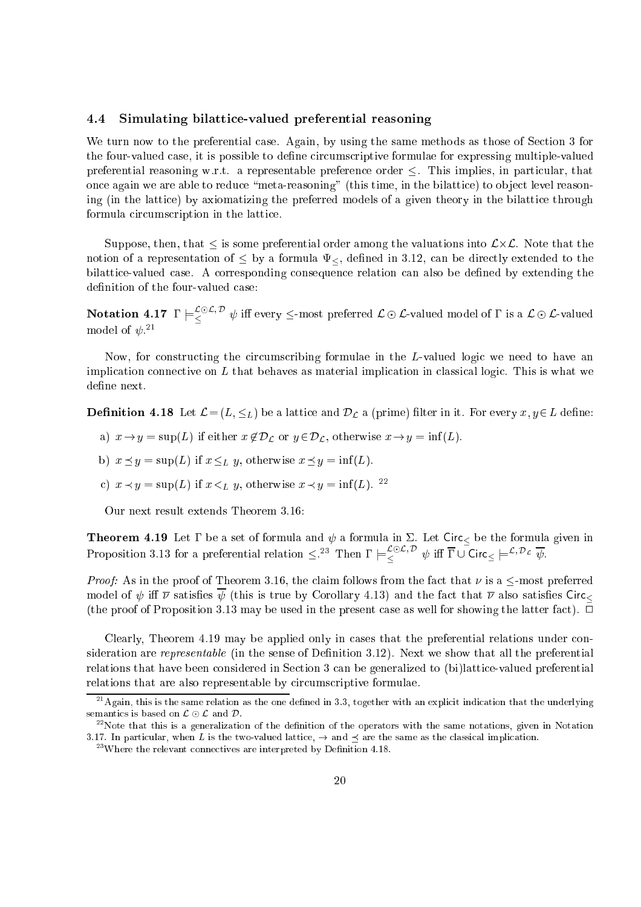### 4.4 Simulating bilattice-valued preferential reasoning

We turn now to the preferential case. Again, by using the same methods as those of Section 3 for the four-valued case, it is possible to define circumscriptive formulae for expressing multiple-valued preferential reasoning w.r.t. a representable preference order $\leq$. This implies, in particular, that once again we are able to reduce "meta-reasoning" (this time, in the bilattice) to object level reasoning (in the lattice) by axiomatizing the preferred models of a given theory in the bilattice through formula circumscription in the lattice.

Suppose, then, that $\leq$ is some preferential order among the valuations into $\mathcal{L}\times\mathcal{L}$. Note that the notion of a representation of $\leq$ by a formula $\Psi_{\leq}$, defined in 3.12, can be directly extended to the bilattice-valued case. A corresponding consequence relation can also be defined by extending the definition of the four-valued case:

**Notation 4.17** $\Gamma \models_{\leq}^{\mathcal{L}\odot\mathcal{L},\mathcal{D}} \psi$ iff every $\leq$-most preferred $\mathcal{L}\odot\mathcal{L}$-valued model of $\Gamma$ is a $\mathcal{L}\odot\mathcal{L}$-valued model of $\psi$.[21]

Now, for constructing the circumscribing formulae in the $L$-valued logic we need to have an implication connective on $L$ that behaves as material implication in classical logic. This is what we define next.

**Definition 4.18** Let $\mathcal{L} = (L, \leq_L)$ be a lattice and $\mathcal{D}_{\mathcal{L}}$ a (prime) filter in it. For every $x, y \in L$ define:

a) $x \to y = \sup(L)$ if either $x \notin \mathcal{D}_{\mathcal{L}}$ or $y \in \mathcal{D}_{\mathcal{L}}$, otherwise $x \to y = \inf(L)$.

b) $x \preceq y = \sup(L)$ if $x \leq_L y$, otherwise $x \preceq y = \inf(L)$.

c) $x \prec y = \sup(L)$ if $x <_L y$, otherwise $x \prec y = \inf(L)$. [22]

Our next result extends Theorem 3.16:

**Theorem 4.19** Let $\Gamma$ be a set of formula and $\psi$ a formula in $\Sigma$. Let $\mathsf{Circ}_{\leq}$ be the formula given in Proposition 3.13 for a preferential relation $\leq$.[23] Then $\Gamma \models_{\leq}^{\mathcal{L}\odot\mathcal{L},\mathcal{D}} \psi$ iff $\overline{\Gamma} \cup \mathsf{Circ}_{\leq} \models^{\mathcal{L},\mathcal{D}_{\mathcal{L}}} \overline{\psi}$.

*Proof:* As in the proof of Theorem 3.16, the claim follows from the fact that $\nu$ is a $\leq$-most preferred model of $\psi$ iff $\overline{\nu}$ satisfies $\overline{\psi}$ (this is true by Corollary 4.13) and the fact that $\overline{\nu}$ also satisfies $\mathsf{Circ}_{\leq}$ (the proof of Proposition 3.13 may be used in the present case as well for showing the latter fact). $\square$

Clearly, Theorem 4.19 may be applied only in cases that the preferential relations under consideration are *representable* (in the sense of Definition 3.12). Next we show that all the preferential relations that have been considered in Section 3 can be generalized to (bi)lattice-valued preferential relations that are also representable by circumscriptive formulae.

[21] Again, this is the same relation as the one defined in 3.3, together with an explicit indication that the underlying semantics is based on $\mathcal{L}\odot\mathcal{L}$ and $\mathcal{D}$.

[22] Note that this is a generalization of the definition of the operators with the same notations, given in Notation 3.17. In particular, when $L$ is the two-valued lattice, $\to$ and $\preceq$ are the same as the classical implication.

[23] Where the relevant connectives are interpreted by Definition 4.18.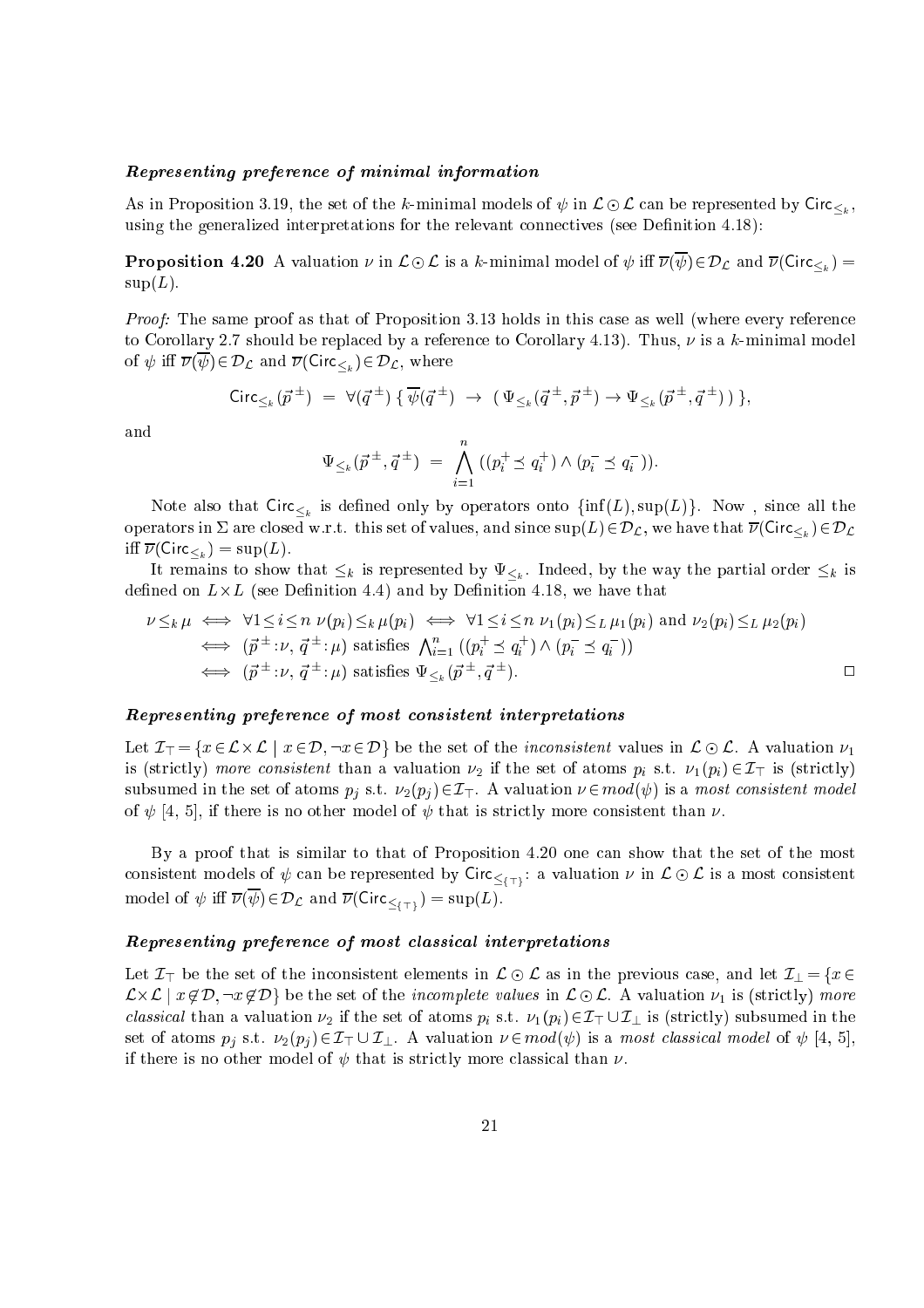### *Representing preference of minimal information*

As in Proposition 3.19, the set of the $k$-minimal models of $\psi$ in $\mathcal{L}\odot\mathcal{L}$ can be represented by $\mathsf{Circ}_{\leq_k}$, using the generalized interpretations for the relevant connectives (see Definition 4.18):

**Proposition 4.20** A valuation $\nu$ in $\mathcal{L}\odot\mathcal{L}$ is a $k$-minimal model of $\psi$ iff $\overline{\nu}(\overline{\psi})\in\mathcal{D}_{\mathcal{L}}$ and $\overline{\nu}(\mathsf{Circ}_{\leq_k}) = \sup(L)$.

*Proof:* The same proof as that of Proposition 3.13 holds in this case as well (where every reference to Corollary 2.7 should be replaced by a reference to Corollary 4.13). Thus, $\nu$ is a $k$-minimal model of $\psi$ iff $\overline{\nu}(\overline{\psi})\in\mathcal{D}_{\mathcal{L}}$ and $\overline{\nu}(\mathsf{Circ}_{\leq_k})\in\mathcal{D}_{\mathcal{L}}$, where

$$\mathsf{Circ}_{\leq_k}(\vec{p}^{\,\pm}) \;=\; \forall(\vec{q}^{\,\pm})\,\{\,\overline{\psi}(\vec{q}^{\,\pm}) \;\to\; (\,\Psi_{\leq_k}(\vec{q}^{\,\pm},\vec{p}^{\,\pm}) \to \Psi_{\leq_k}(\vec{p}^{\,\pm},\vec{q}^{\,\pm})\,)\,\},$$

and

$$\Psi_{\leq_k}(\vec{p}^{\,\pm},\vec{q}^{\,\pm}) \;=\; \bigwedge_{i=1}^{n}\,((p_i^+ \preceq q_i^+)\wedge(p_i^- \preceq q_i^-)).$$

Note also that $\mathsf{Circ}_{\leq_k}$ is defined only by operators onto $\{\inf(L),\sup(L)\}$. Now , since all the operators in $\Sigma$ are closed w.r.t. this set of values, and since $\sup(L)\in\mathcal{D}_{\mathcal{L}}$, we have that $\overline{\nu}(\mathsf{Circ}_{\leq_k})\in\mathcal{D}_{\mathcal{L}}$ iff $\overline{\nu}(\mathsf{Circ}_{\leq_k}) = \sup(L)$.

It remains to show that $\leq_k$ is represented by $\Psi_{\leq_k}$. Indeed, by the way the partial order $\leq_k$ is defined on $L\times L$ (see Definition 4.4) and by Definition 4.18, we have that

$$\begin{aligned}
\nu \leq_k \mu \;&\Longleftrightarrow\; \forall 1\leq i\leq n\;\nu(p_i)\leq_k \mu(p_i) \;\Longleftrightarrow\; \forall 1\leq i\leq n\;\nu_1(p_i)\leq_L \mu_1(p_i) \text{ and } \nu_2(p_i)\leq_L \mu_2(p_i)\\
&\Longleftrightarrow\; (\vec{p}^{\,\pm}\!:\!\nu,\;\vec{q}^{\,\pm}\!:\!\mu) \text{ satisfies } \textstyle\bigwedge_{i=1}^{n}((p_i^+ \preceq q_i^+)\wedge(p_i^- \preceq q_i^-))\\
&\Longleftrightarrow\; (\vec{p}^{\,\pm}\!:\!\nu,\;\vec{q}^{\,\pm}\!:\!\mu) \text{ satisfies } \Psi_{\leq_k}(\vec{p}^{\,\pm},\vec{q}^{\,\pm}).
\end{aligned}$$

$\square$

### *Representing preference of most consistent interpretations*

Let $\mathcal{I}_{\top} = \{x\in\mathcal{L}\times\mathcal{L} \mid x\in\mathcal{D}, \neg x\in\mathcal{D}\}$ be the set of the *inconsistent* values in $\mathcal{L}\odot\mathcal{L}$. A valuation $\nu_1$ is (strictly) *more consistent* than a valuation $\nu_2$ if the set of atoms $p_i$ s.t. $\nu_1(p_i)\in\mathcal{I}_{\top}$ is (strictly) subsumed in the set of atoms $p_j$ s.t. $\nu_2(p_j)\in\mathcal{I}_{\top}$. A valuation $\nu\in mod(\psi)$ is a *most consistent model* of $\psi$ [4, 5], if there is no other model of $\psi$ that is strictly more consistent than $\nu$.

By a proof that is similar to that of Proposition 4.20 one can show that the set of the most consistent models of $\psi$ can be represented by $\mathsf{Circ}_{\leq_{\{\top\}}}$: a valuation $\nu$ in $\mathcal{L}\odot\mathcal{L}$ is a most consistent model of $\psi$ iff $\overline{\nu}(\overline{\psi})\in\mathcal{D}_{\mathcal{L}}$ and $\overline{\nu}(\mathsf{Circ}_{\leq_{\{\top\}}}) = \sup(L)$.

### *Representing preference of most classical interpretations*

Let $\mathcal{I}_{\top}$ be the set of the inconsistent elements in $\mathcal{L}\odot\mathcal{L}$ as in the previous case, and let $\mathcal{I}_{\bot} = \{x\in\mathcal{L}\times\mathcal{L} \mid x\notin\mathcal{D}, \neg x\notin\mathcal{D}\}$ be the set of the *incomplete values* in $\mathcal{L}\odot\mathcal{L}$. A valuation $\nu_1$ is (strictly) *more classical* than a valuation $\nu_2$ if the set of atoms $p_i$ s.t. $\nu_1(p_i)\in\mathcal{I}_{\top}\cup\mathcal{I}_{\bot}$ is (strictly) subsumed in the set of atoms $p_j$ s.t. $\nu_2(p_j)\in\mathcal{I}_{\top}\cup\mathcal{I}_{\bot}$. A valuation $\nu\in mod(\psi)$ is a *most classical model* of $\psi$ [4, 5], if there is no other model of $\psi$ that is strictly more classical than $\nu$.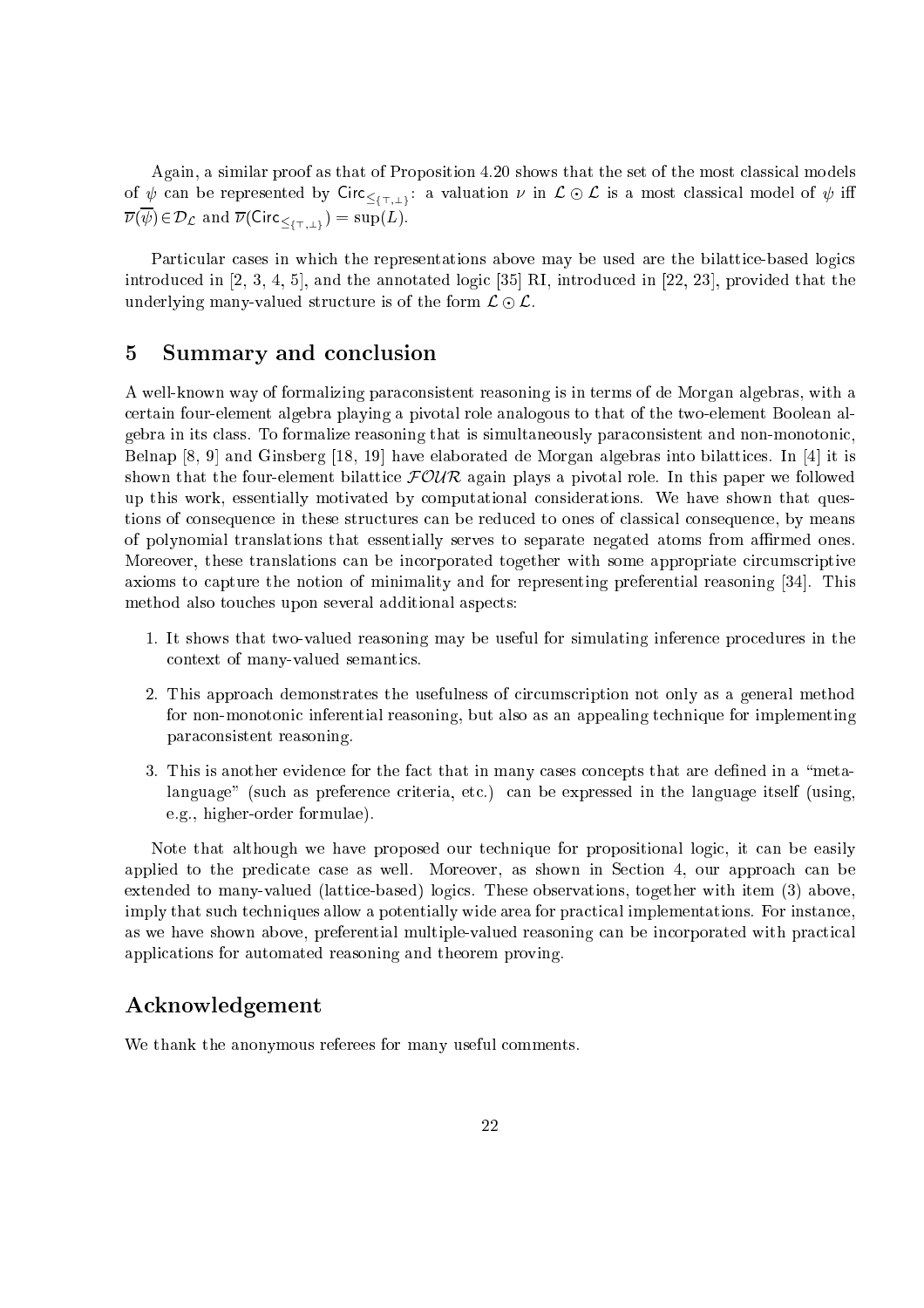Again, a similar proof as that of Proposition 4.20 shows that the set of the most classical models of $\psi$ can be represented by $\mathsf{Circ}_{\leq_{\{\top,\bot\}}}$: a valuation $\nu$ in $\mathcal{L} \odot \mathcal{L}$ is a most classical model of $\psi$ iff $\overline{\nu}(\overline{\psi}) \in \mathcal{D}_{\mathcal{L}}$ and $\overline{\nu}(\mathsf{Circ}_{\leq_{\{\top,\bot\}}}) = \sup(L)$.

Particular cases in which the representations above may be used are the bilattice-based logics introduced in [2, 3, 4, 5], and the annotated logic [35] RI, introduced in [22, 23], provided that the underlying many-valued structure is of the form $\mathcal{L} \odot \mathcal{L}$.

## 5 Summary and conclusion

A well-known way of formalizing paraconsistent reasoning is in terms of de Morgan algebras, with a certain four-element algebra playing a pivotal role analogous to that of the two-element Boolean algebra in its class. To formalize reasoning that is simultaneously paraconsistent and non-monotonic, Belnap [8, 9] and Ginsberg [18, 19] have elaborated de Morgan algebras into bilattices. In [4] it is shown that the four-element bilattice $\mathcal{FOUR}$ again plays a pivotal role. In this paper we followed up this work, essentially motivated by computational considerations. We have shown that questions of consequence in these structures can be reduced to ones of classical consequence, by means of polynomial translations that essentially serves to separate negated atoms from affirmed ones. Moreover, these translations can be incorporated together with some appropriate circumscriptive axioms to capture the notion of minimality and for representing preferential reasoning [34]. This method also touches upon several additional aspects:

1. It shows that two-valued reasoning may be useful for simulating inference procedures in the context of many-valued semantics.
2. This approach demonstrates the usefulness of circumscription not only as a general method for non-monotonic inferential reasoning, but also as an appealing technique for implementing paraconsistent reasoning.
3. This is another evidence for the fact that in many cases concepts that are defined in a "meta-language" (such as preference criteria, etc.) can be expressed in the language itself (using, e.g., higher-order formulae).

Note that although we have proposed our technique for propositional logic, it can be easily applied to the predicate case as well. Moreover, as shown in Section 4, our approach can be extended to many-valued (lattice-based) logics. These observations, together with item (3) above, imply that such techniques allow a potentially wide area for practical implementations. For instance, as we have shown above, preferential multiple-valued reasoning can be incorporated with practical applications for automated reasoning and theorem proving.

## Acknowledgement

We thank the anonymous referees for many useful comments.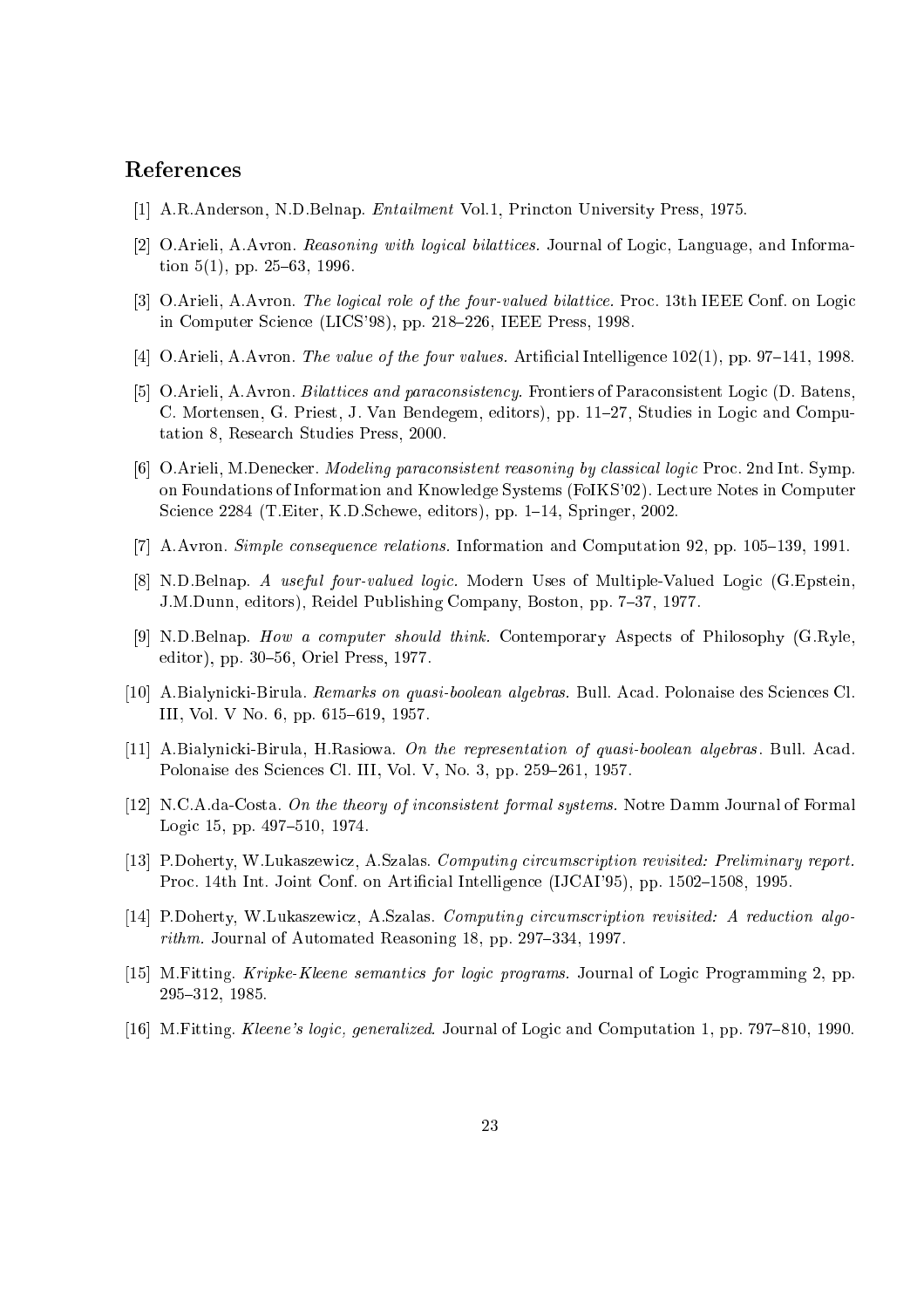## References

[1] A.R.Anderson, N.D.Belnap. *Entailment* Vol.1, Princton University Press, 1975.

[2] O.Arieli, A.Avron. *Reasoning with logical bilattices.* Journal of Logic, Language, and Information 5(1), pp. 25–63, 1996.

[3] O.Arieli, A.Avron. *The logical role of the four-valued bilattice.* Proc. 13th IEEE Conf. on Logic in Computer Science (LICS'98), pp. 218–226, IEEE Press, 1998.

[4] O.Arieli, A.Avron. *The value of the four values.* Artificial Intelligence 102(1), pp. 97–141, 1998.

[5] O.Arieli, A.Avron. *Bilattices and paraconsistency.* Frontiers of Paraconsistent Logic (D. Batens, C. Mortensen, G. Priest, J. Van Bendegem, editors), pp. 11–27, Studies in Logic and Computation 8, Research Studies Press, 2000.

[6] O.Arieli, M.Denecker. *Modeling paraconsistent reasoning by classical logic* Proc. 2nd Int. Symp. on Foundations of Information and Knowledge Systems (FoIKS'02). Lecture Notes in Computer Science 2284 (T.Eiter, K.D.Schewe, editors), pp. 1–14, Springer, 2002.

[7] A.Avron. *Simple consequence relations.* Information and Computation 92, pp. 105–139, 1991.

[8] N.D.Belnap. *A useful four-valued logic.* Modern Uses of Multiple-Valued Logic (G.Epstein, J.M.Dunn, editors), Reidel Publishing Company, Boston, pp. 7–37, 1977.

[9] N.D.Belnap. *How a computer should think.* Contemporary Aspects of Philosophy (G.Ryle, editor), pp. 30–56, Oriel Press, 1977.

[10] A.Bialynicki-Birula. *Remarks on quasi-boolean algebras.* Bull. Acad. Polonaise des Sciences Cl. III, Vol. V No. 6, pp. 615–619, 1957.

[11] A.Bialynicki-Birula, H.Rasiowa. *On the representation of quasi-boolean algebras*. Bull. Acad. Polonaise des Sciences Cl. III, Vol. V, No. 3, pp. 259–261, 1957.

[12] N.C.A.da-Costa. *On the theory of inconsistent formal systems.* Notre Damm Journal of Formal Logic 15, pp. 497–510, 1974.

[13] P.Doherty, W.Lukaszewicz, A.Szalas. *Computing circumscription revisited: Preliminary report.* Proc. 14th Int. Joint Conf. on Artificial Intelligence (IJCAI'95), pp. 1502–1508, 1995.

[14] P.Doherty, W.Lukaszewicz, A.Szalas. *Computing circumscription revisited: A reduction algorithm.* Journal of Automated Reasoning 18, pp. 297–334, 1997.

[15] M.Fitting. *Kripke-Kleene semantics for logic programs.* Journal of Logic Programming 2, pp. 295–312, 1985.

[16] M.Fitting. *Kleene's logic, generalized.* Journal of Logic and Computation 1, pp. 797–810, 1990.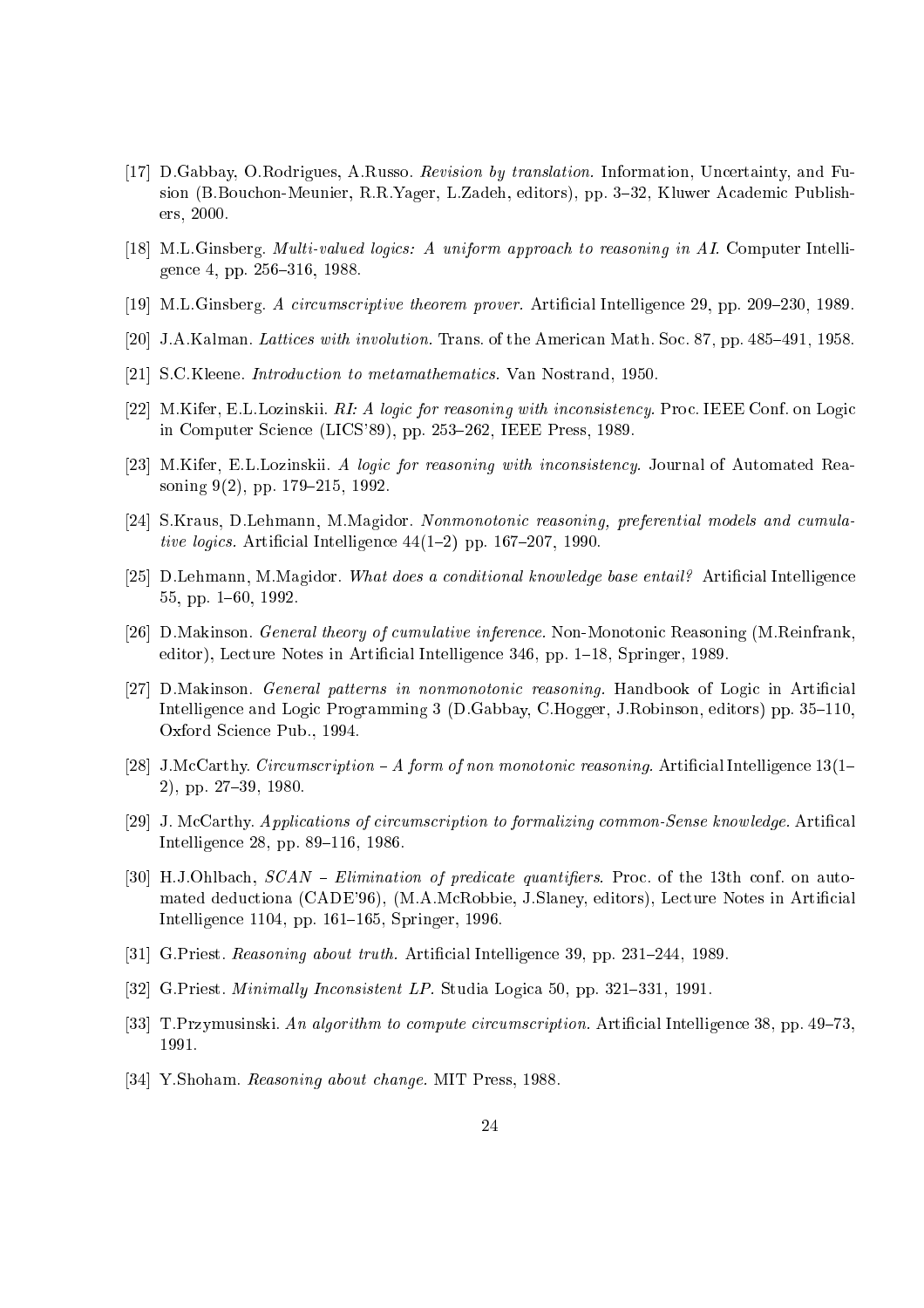[17] D.Gabbay, O.Rodrigues, A.Russo. *Revision by translation*. Information, Uncertainty, and Fusion (B.Bouchon-Meunier, R.R.Yager, L.Zadeh, editors), pp. 3–32, Kluwer Academic Publishers, 2000.

[18] M.L.Ginsberg. *Multi-valued logics: A uniform approach to reasoning in AI*. Computer Intelligence 4, pp. 256–316, 1988.

[19] M.L.Ginsberg. *A circumscriptive theorem prover*. Artificial Intelligence 29, pp. 209–230, 1989.

[20] J.A.Kalman. *Lattices with involution*. Trans. of the American Math. Soc. 87, pp. 485–491, 1958.

[21] S.C.Kleene. *Introduction to metamathematics*. Van Nostrand, 1950.

[22] M.Kifer, E.L.Lozinskii. *RI: A logic for reasoning with inconsistency*. Proc. IEEE Conf. on Logic in Computer Science (LICS'89), pp. 253–262, IEEE Press, 1989.

[23] M.Kifer, E.L.Lozinskii. *A logic for reasoning with inconsistency*. Journal of Automated Reasoning 9(2), pp. 179–215, 1992.

[24] S.Kraus, D.Lehmann, M.Magidor. *Nonmonotonic reasoning, preferential models and cumulative logics*. Artificial Intelligence 44(1–2) pp. 167–207, 1990.

[25] D.Lehmann, M.Magidor. *What does a conditional knowledge base entail?* Artificial Intelligence 55, pp. 1–60, 1992.

[26] D.Makinson. *General theory of cumulative inference*. Non-Monotonic Reasoning (M.Reinfrank, editor), Lecture Notes in Artificial Intelligence 346, pp. 1–18, Springer, 1989.

[27] D.Makinson. *General patterns in nonmonotonic reasoning*. Handbook of Logic in Artificial Intelligence and Logic Programming 3 (D.Gabbay, C.Hogger, J.Robinson, editors) pp. 35–110, Oxford Science Pub., 1994.

[28] J.McCarthy. *Circumscription – A form of non monotonic reasoning*. Artificial Intelligence 13(1–2), pp. 27–39, 1980.

[29] J. McCarthy. *Applications of circumscription to formalizing common-Sense knowledge*. Artifical Intelligence 28, pp. 89–116, 1986.

[30] H.J.Ohlbach, *SCAN – Elimination of predicate quantifiers*. Proc. of the 13th conf. on automated deductiona (CADE'96), (M.A.McRobbie, J.Slaney, editors), Lecture Notes in Artificial Intelligence 1104, pp. 161–165, Springer, 1996.

[31] G.Priest. *Reasoning about truth*. Artificial Intelligence 39, pp. 231–244, 1989.

[32] G.Priest. *Minimally Inconsistent LP*. Studia Logica 50, pp. 321–331, 1991.

[33] T.Przymusinski. *An algorithm to compute circumscription*. Artificial Intelligence 38, pp. 49–73, 1991.

[34] Y.Shoham. *Reasoning about change*. MIT Press, 1988.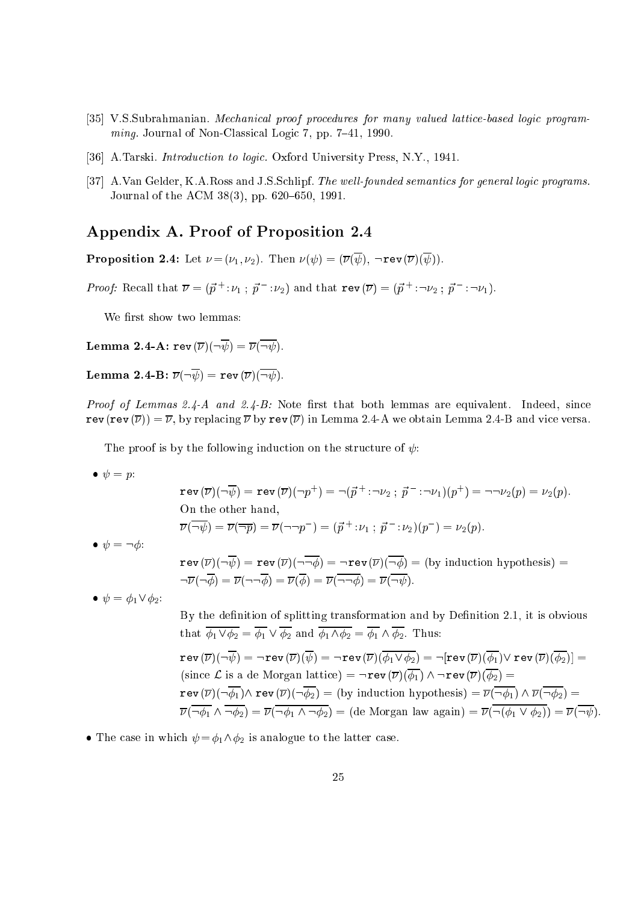[35] V.S.Subrahmanian. *Mechanical proof procedures for many valued lattice-based logic programming.* Journal of Non-Classical Logic 7, pp. 7–41, 1990.

[36] A.Tarski. *Introduction to logic.* Oxford University Press, N.Y., 1941.

[37] A.Van Gelder, K.A.Ross and J.S.Schlipf. *The well-founded semantics for general logic programs.* Journal of the ACM 38(3), pp. 620–650, 1991.

## Appendix A. Proof of Proposition 2.4

**Proposition 2.4:** Let $\nu = (\nu_1, \nu_2)$. Then $\nu(\psi) = (\overline{\nu}(\overline{\psi}),\ \neg\mathtt{rev}(\overline{\nu})(\overline{\psi}))$.

*Proof:* Recall that $\overline{\nu} = (\vec{p}^{\,+}\!:\!\nu_1\ ;\ \vec{p}^{\,-}\!:\!\nu_2)$ and that $\mathtt{rev}(\overline{\nu}) = (\vec{p}^{\,+}\!:\!\neg\nu_2\ ;\ \vec{p}^{\,-}\!:\!\neg\nu_1)$.

We first show two lemmas:

**Lemma 2.4-A:** $\mathtt{rev}(\overline{\nu})(\neg\overline{\psi}) = \overline{\nu}(\overline{\neg\psi})$.

**Lemma 2.4-B:** $\overline{\nu}(\neg\overline{\psi}) = \mathtt{rev}(\overline{\nu})(\overline{\neg\psi})$.

*Proof of Lemmas 2.4-A and 2.4-B:* Note first that both lemmas are equivalent. Indeed, since $\mathtt{rev}(\mathtt{rev}(\overline{\nu})) = \overline{\nu}$, by replacing $\overline{\nu}$ by $\mathtt{rev}(\overline{\nu})$ in Lemma 2.4-A we obtain Lemma 2.4-B and vice versa.

The proof is by the following induction on the structure of $\psi$:

- $\psi = p$:

  $\mathtt{rev}(\overline{\nu})(\neg\overline{\psi}) = \mathtt{rev}(\overline{\nu})(\neg p^+) = \neg(\vec{p}^{\,+}\!:\!\neg\nu_2\ ;\ \vec{p}^{\,-}\!:\!\neg\nu_1)(p^+) = \neg\neg\nu_2(p) = \nu_2(p)$.

  On the other hand,

  $\overline{\nu}(\overline{\neg\psi}) = \overline{\nu}(\overline{\neg p}) = \overline{\nu}(\neg\neg p^-) = (\vec{p}^{\,+}\!:\!\nu_1\ ;\ \vec{p}^{\,-}\!:\!\nu_2)(p^-) = \nu_2(p)$.

- $\psi = \neg\phi$:

  $\mathtt{rev}(\overline{\nu})(\neg\overline{\psi}) = \mathtt{rev}(\overline{\nu})(\neg\overline{\neg\phi}) = \neg\mathtt{rev}(\overline{\nu})(\overline{\neg\phi}) =$ (by induction hypothesis) $=$
  $\neg\overline{\nu}(\neg\overline{\phi}) = \overline{\nu}(\neg\neg\overline{\phi}) = \overline{\nu}(\overline{\phi}) = \overline{\nu}(\overline{\neg\neg\phi}) = \overline{\nu}(\overline{\neg\psi})$.

- $\psi = \phi_1 \vee \phi_2$:

  By the definition of splitting transformation and by Definition 2.1, it is obvious that $\overline{\phi_1 \vee \phi_2} = \overline{\phi_1} \vee \overline{\phi_2}$ and $\overline{\phi_1 \wedge \phi_2} = \overline{\phi_1} \wedge \overline{\phi_2}$. Thus:

  $\mathtt{rev}(\overline{\nu})(\neg\overline{\psi}) = \neg\mathtt{rev}(\overline{\nu})(\overline{\psi}) = \neg\mathtt{rev}(\overline{\nu})(\overline{\phi_1 \vee \phi_2}) = \neg[\mathtt{rev}(\overline{\nu})(\overline{\phi_1}) \vee \mathtt{rev}(\overline{\nu})(\overline{\phi_2})] =$
  (since $\mathcal{L}$ is a de Morgan lattice) $= \neg\mathtt{rev}(\overline{\nu})(\overline{\phi_1}) \wedge \neg\mathtt{rev}(\overline{\nu})(\overline{\phi_2}) =$
  $\mathtt{rev}(\overline{\nu})(\neg\overline{\phi_1}) \wedge \mathtt{rev}(\overline{\nu})(\neg\overline{\phi_2}) =$ (by induction hypothesis) $= \overline{\nu}(\overline{\neg\phi_1}) \wedge \overline{\nu}(\overline{\neg\phi_2}) =$
  $\overline{\nu}(\overline{\neg\phi_1} \wedge \overline{\neg\phi_2}) = \overline{\nu}(\overline{\neg\phi_1 \wedge \neg\phi_2}) =$ (de Morgan law again) $= \overline{\nu}(\overline{\neg(\phi_1 \vee \phi_2)}) = \overline{\nu}(\overline{\neg\psi})$.

- The case in which $\psi = \phi_1 \wedge \phi_2$ is analogue to the latter case.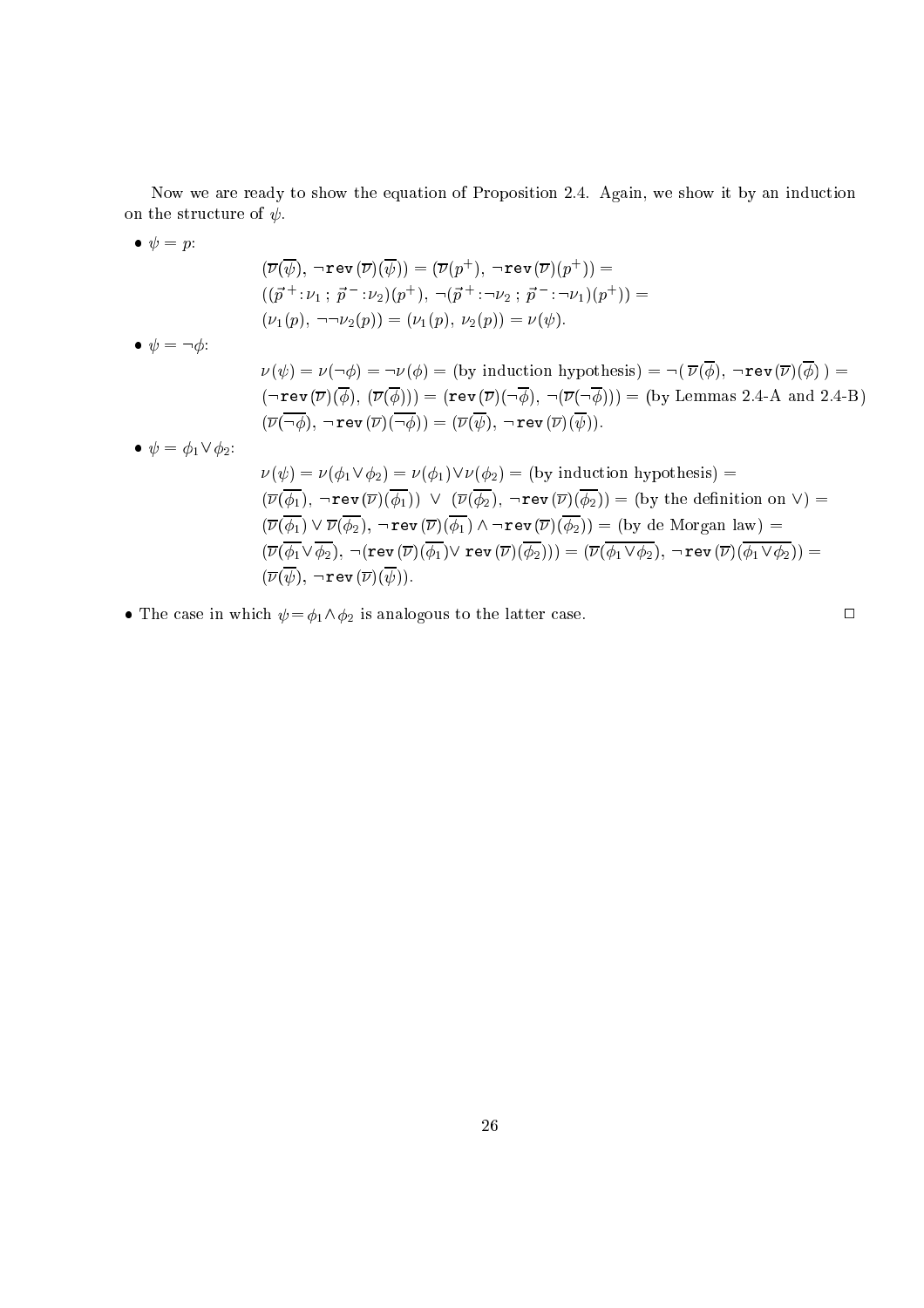Now we are ready to show the equation of Proposition 2.4. Again, we show it by an induction on the structure of $\psi$.

- $\psi = p$:

$$(\overline{\nu}(\overline{\psi}),\ \neg\texttt{rev}(\overline{\nu})(\overline{\psi})) = (\overline{\nu}(p^+),\ \neg\texttt{rev}(\overline{\nu})(p^+)) =$$
$$((\vec{p}^{\,+}\!:\!\nu_1\ ;\ \vec{p}^{\,-}\!:\!\nu_2)(p^+),\ \neg(\vec{p}^{\,+}\!:\!\neg\nu_2\ ;\ \vec{p}^{\,-}\!:\!\neg\nu_1)(p^+)) =$$
$$(\nu_1(p),\ \neg\neg\nu_2(p)) = (\nu_1(p),\ \nu_2(p)) = \nu(\psi).$$

- $\psi = \neg\phi$:

$$\nu(\psi) = \nu(\neg\phi) = \neg\nu(\phi) = \text{(by induction hypothesis)} = \neg(\,\overline{\nu}(\overline{\phi}),\ \neg\texttt{rev}(\overline{\nu})(\overline{\phi})\,) =$$
$$(\neg\texttt{rev}(\overline{\nu})(\overline{\phi}),\ (\overline{\nu}(\overline{\phi}))) = (\texttt{rev}(\overline{\nu})(\neg\overline{\phi}),\ \neg(\overline{\nu}(\neg\overline{\phi}))) = \text{(by Lemmas 2.4-A and 2.4-B)}$$
$$(\overline{\nu}(\overline{\neg\phi}),\ \neg\texttt{rev}(\overline{\nu})(\overline{\neg\phi})) = (\overline{\nu}(\overline{\psi}),\ \neg\texttt{rev}(\overline{\nu})(\overline{\psi})).$$

- $\psi = \phi_1 \vee \phi_2$:

$$\nu(\psi) = \nu(\phi_1 \vee \phi_2) = \nu(\phi_1) \vee \nu(\phi_2) = \text{(by induction hypothesis)} =$$
$$(\overline{\nu}(\overline{\phi_1}),\ \neg\texttt{rev}(\overline{\nu})(\overline{\phi_1}))\ \vee\ (\overline{\nu}(\overline{\phi_2}),\ \neg\texttt{rev}(\overline{\nu})(\overline{\phi_2})) = \text{(by the definition on } \vee) =$$
$$(\overline{\nu}(\overline{\phi_1}) \vee \overline{\nu}(\overline{\phi_2}),\ \neg\texttt{rev}(\overline{\nu})(\overline{\phi_1}) \wedge \neg\texttt{rev}(\overline{\nu})(\overline{\phi_2})) = \text{(by de Morgan law)} =$$
$$(\overline{\nu}(\overline{\phi_1} \vee \overline{\phi_2}),\ \neg(\texttt{rev}(\overline{\nu})(\overline{\phi_1}) \vee \texttt{rev}(\overline{\nu})(\overline{\phi_2}))) = (\overline{\nu}(\overline{\phi_1 \vee \phi_2}),\ \neg\texttt{rev}(\overline{\nu})(\overline{\phi_1 \vee \phi_2})) =$$
$$(\overline{\nu}(\overline{\psi}),\ \neg\texttt{rev}(\overline{\nu})(\overline{\psi})).$$

- The case in which $\psi = \phi_1 \wedge \phi_2$ is analogous to the latter case. □